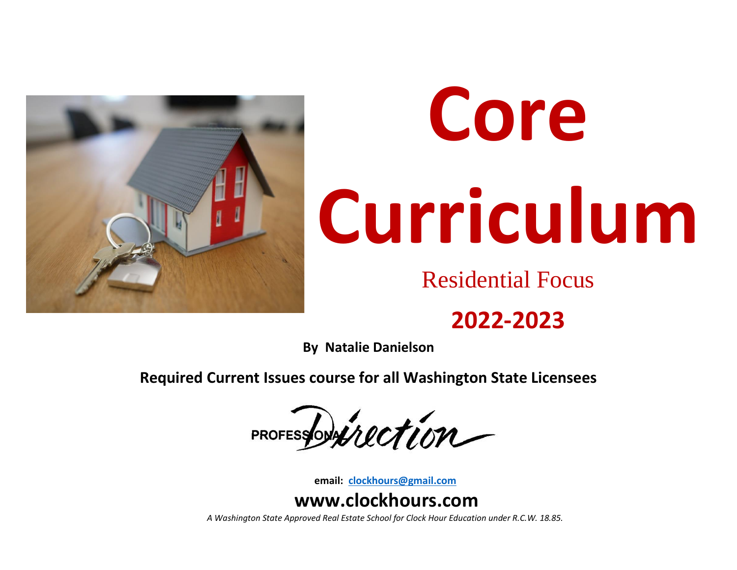# Core Curriculum

## Residential Focus

## 2022-2023

**By Natalie Danielson**

**Required Current Issues course for all Washington State Licensees**

PROFESSIONAL Direction

**email: [clockhours@gmail.com](mailto:clockhours@gmail.com)**

**www.clockhours.com**

*A Washington State Approved Real Estate School for Clock Hour Education under R.C.W. 18.85.*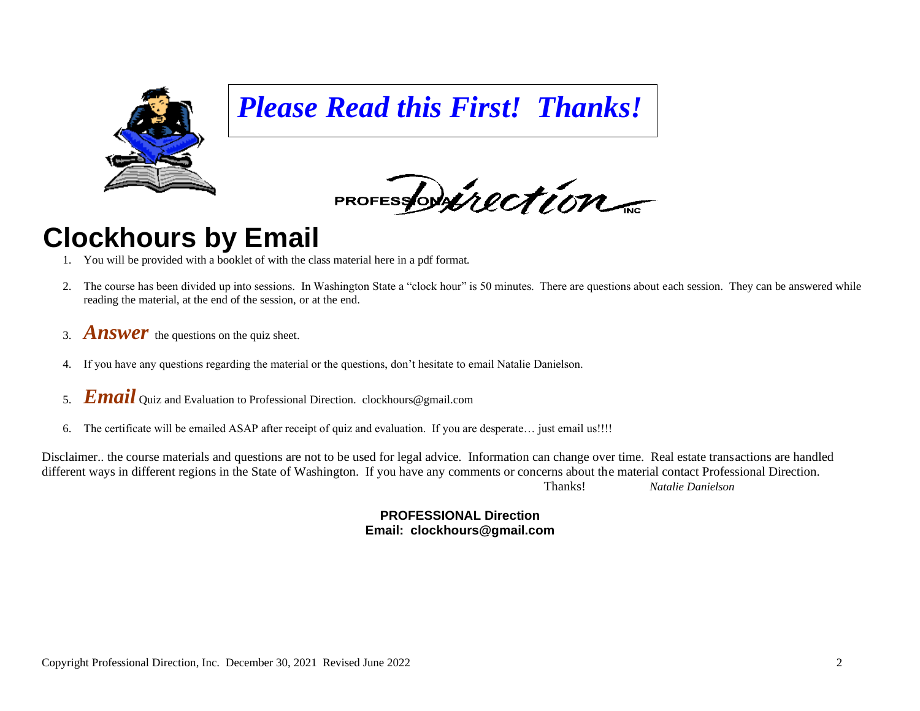*Please Read this First! Thanks!*

PROFESSIONAL Direction INC

# Clockhours by Email

1. You will be provided with a booklet of with the class material here in a pdf format.
2. The course has been divided up into sessions. In Washington State a "clock hour" is 50 minutes. There are questions about each session. They can be answered while reading the material, at the end of the session, or at the end.
3. ***Answer*** the questions on the quiz sheet.
4. If you have any questions regarding the material or the questions, don't hesitate to email Natalie Danielson.
5. ***Email*** Quiz and Evaluation to Professional Direction. clockhours@gmail.com
6. The certificate will be emailed ASAP after receipt of quiz and evaluation. If you are desperate… just email us!!!!

Disclaimer.. the course materials and questions are not to be used for legal advice. Information can change over time. Real estate transactions are handled different ways in different regions in the State of Washington. If you have any comments or concerns about the material contact Professional Direction.

Thanks! *Natalie Danielson*

**PROFESSIONAL Direction**
**Email: clockhours@gmail.com**

Copyright Professional Direction, Inc. December 30, 2021 Revised June 2022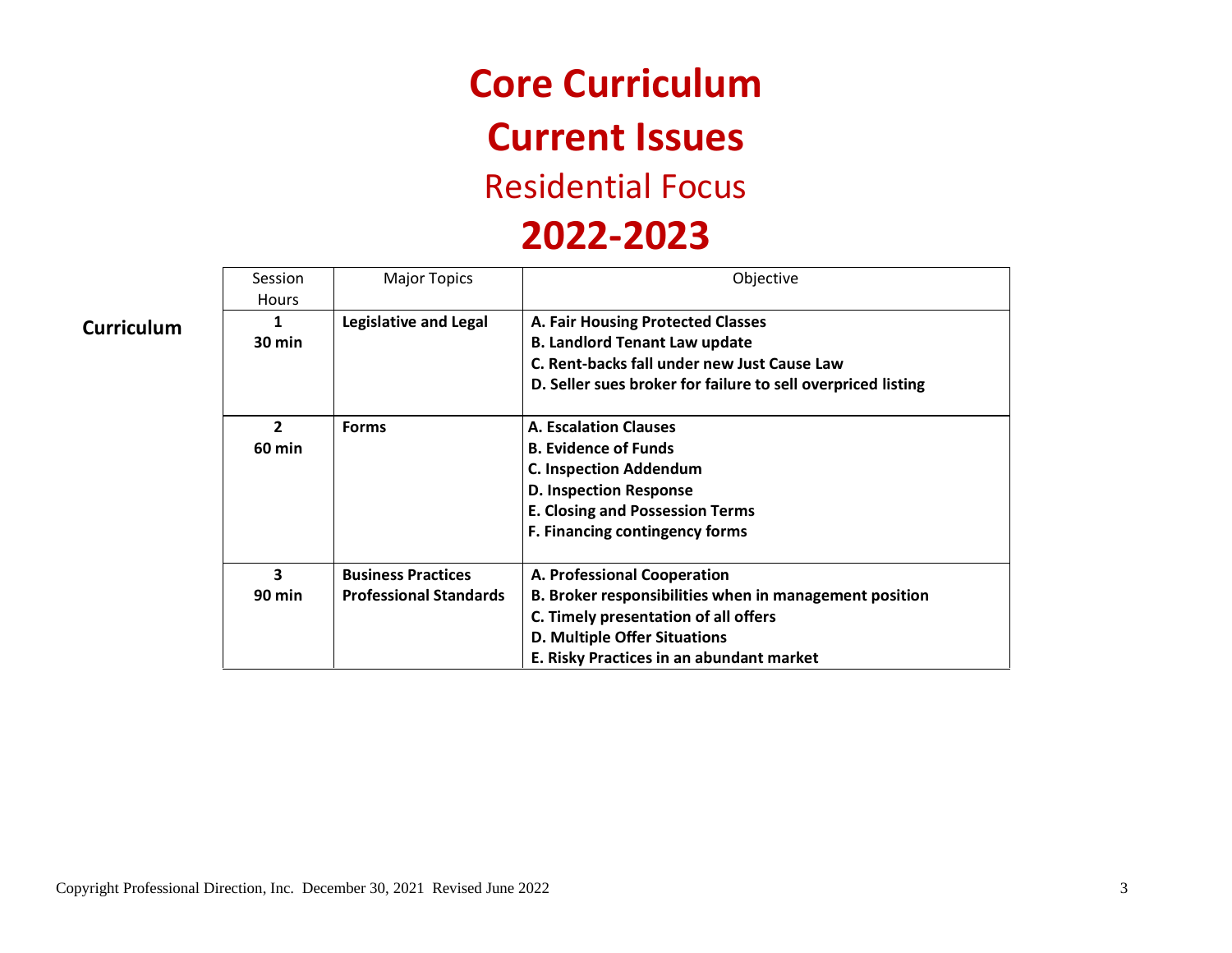# Core Curriculum

# Current Issues

## Residential Focus

# 2022-2023

**Curriculum**

| Session Hours | Major Topics | Objective |
|---|---|---|
| **1**<br>**30 min** | **Legislative and Legal** | **A. Fair Housing Protected Classes**<br>**B. Landlord Tenant Law update**<br>**C. Rent-backs fall under new Just Cause Law**<br>**D. Seller sues broker for failure to sell overpriced listing** |
| **2**<br>**60 min** | **Forms** | **A. Escalation Clauses**<br>**B. Evidence of Funds**<br>**C. Inspection Addendum**<br>**D. Inspection Response**<br>**E. Closing and Possession Terms**<br>**F. Financing contingency forms** |
| **3**<br>**90 min** | **Business Practices**<br>**Professional Standards** | **A. Professional Cooperation**<br>**B. Broker responsibilities when in management position**<br>**C. Timely presentation of all offers**<br>**D. Multiple Offer Situations**<br>**E. Risky Practices in an abundant market** |

Copyright Professional Direction, Inc. December 30, 2021 Revised June 2022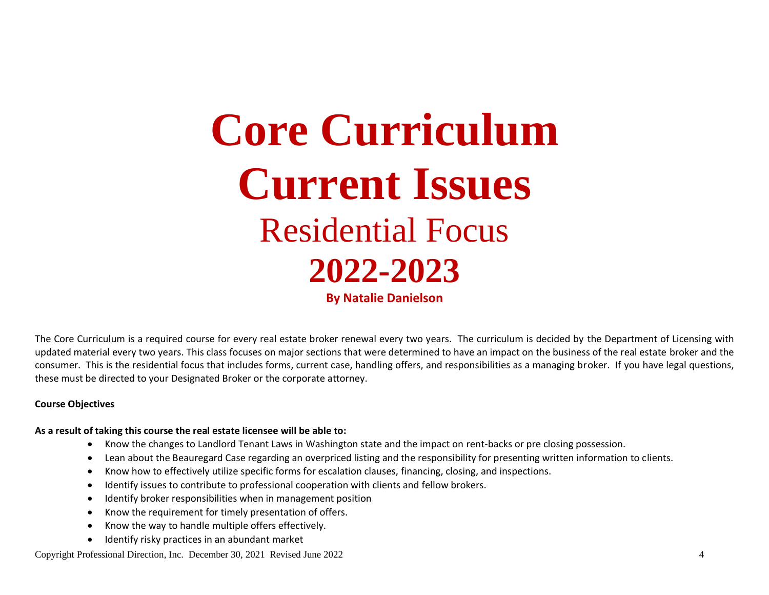# Core Curriculum
# Current Issues
## Residential Focus
## 2022-2023
**By Natalie Danielson**

The Core Curriculum is a required course for every real estate broker renewal every two years. The curriculum is decided by the Department of Licensing with updated material every two years. This class focuses on major sections that were determined to have an impact on the business of the real estate broker and the consumer. This is the residential focus that includes forms, current case, handling offers, and responsibilities as a managing broker. If you have legal questions, these must be directed to your Designated Broker or the corporate attorney.

**Course Objectives**

**As a result of taking this course the real estate licensee will be able to:**

- Know the changes to Landlord Tenant Laws in Washington state and the impact on rent-backs or pre closing possession.
- Lean about the Beauregard Case regarding an overpriced listing and the responsibility for presenting written information to clients.
- Know how to effectively utilize specific forms for escalation clauses, financing, closing, and inspections.
- Identify issues to contribute to professional cooperation with clients and fellow brokers.
- Identify broker responsibilities when in management position
- Know the requirement for timely presentation of offers.
- Know the way to handle multiple offers effectively.
- Identify risky practices in an abundant market

Copyright Professional Direction, Inc. December 30, 2021 Revised June 2022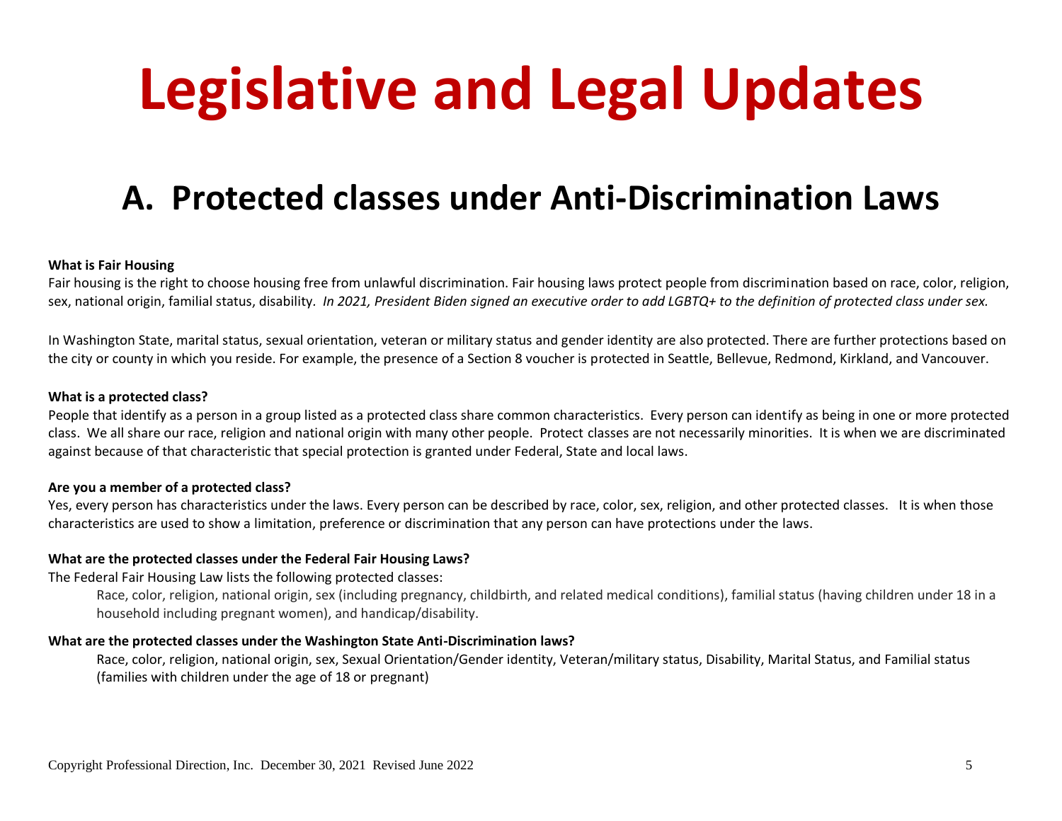# Legislative and Legal Updates

## A. Protected classes under Anti-Discrimination Laws

**What is Fair Housing**

Fair housing is the right to choose housing free from unlawful discrimination. Fair housing laws protect people from discrimination based on race, color, religion, sex, national origin, familial status, disability. *In 2021, President Biden signed an executive order to add LGBTQ+ to the definition of protected class under sex.*

In Washington State, marital status, sexual orientation, veteran or military status and gender identity are also protected. There are further protections based on the city or county in which you reside. For example, the presence of a Section 8 voucher is protected in Seattle, Bellevue, Redmond, Kirkland, and Vancouver.

**What is a protected class?**

People that identify as a person in a group listed as a protected class share common characteristics. Every person can identify as being in one or more protected class. We all share our race, religion and national origin with many other people. Protect classes are not necessarily minorities. It is when we are discriminated against because of that characteristic that special protection is granted under Federal, State and local laws.

**Are you a member of a protected class?**

Yes, every person has characteristics under the laws. Every person can be described by race, color, sex, religion, and other protected classes. It is when those characteristics are used to show a limitation, preference or discrimination that any person can have protections under the laws.

**What are the protected classes under the Federal Fair Housing Laws?**

The Federal Fair Housing Law lists the following protected classes:

> Race, color, religion, national origin, sex (including pregnancy, childbirth, and related medical conditions), familial status (having children under 18 in a household including pregnant women), and handicap/disability.

**What are the protected classes under the Washington State Anti-Discrimination laws?**

> Race, color, religion, national origin, sex, Sexual Orientation/Gender identity, Veteran/military status, Disability, Marital Status, and Familial status (families with children under the age of 18 or pregnant)

Copyright Professional Direction, Inc. December 30, 2021 Revised June 2022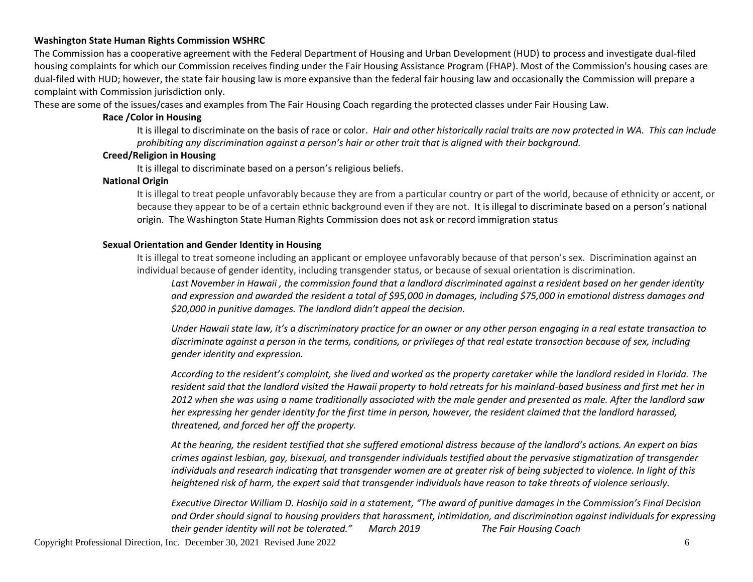**Washington State Human Rights Commission WSHRC**

The Commission has a cooperative agreement with the Federal Department of Housing and Urban Development (HUD) to process and investigate dual-filed housing complaints for which our Commission receives finding under the Fair Housing Assistance Program (FHAP). Most of the Commission's housing cases are dual-filed with HUD; however, the state fair housing law is more expansive than the federal fair housing law and occasionally the Commission will prepare a complaint with Commission jurisdiction only.

These are some of the issues/cases and examples from The Fair Housing Coach regarding the protected classes under Fair Housing Law.

**Race /Color in Housing**

It is illegal to discriminate on the basis of race or color. *Hair and other historically racial traits are now protected in WA. This can include prohibiting any discrimination against a person's hair or other trait that is aligned with their background.*

**Creed/Religion in Housing**

It is illegal to discriminate based on a person's religious beliefs.

**National Origin**

It is illegal to treat people unfavorably because they are from a particular country or part of the world, because of ethnicity or accent, or because they appear to be of a certain ethnic background even if they are not. It is illegal to discriminate based on a person's national origin. The Washington State Human Rights Commission does not ask or record immigration status

**Sexual Orientation and Gender Identity in Housing**

It is illegal to treat someone including an applicant or employee unfavorably because of that person's sex. Discrimination against an individual because of gender identity, including transgender status, or because of sexual orientation is discrimination.

*Last November in Hawaii , the commission found that a landlord discriminated against a resident based on her gender identity and expression and awarded the resident a total of $95,000 in damages, including $75,000 in emotional distress damages and $20,000 in punitive damages. The landlord didn't appeal the decision.*

*Under Hawaii state law, it's a discriminatory practice for an owner or any other person engaging in a real estate transaction to discriminate against a person in the terms, conditions, or privileges of that real estate transaction because of sex, including gender identity and expression.*

*According to the resident's complaint, she lived and worked as the property caretaker while the landlord resided in Florida. The resident said that the landlord visited the Hawaii property to hold retreats for his mainland-based business and first met her in 2012 when she was using a name traditionally associated with the male gender and presented as male. After the landlord saw her expressing her gender identity for the first time in person, however, the resident claimed that the landlord harassed, threatened, and forced her off the property.*

*At the hearing, the resident testified that she suffered emotional distress because of the landlord's actions. An expert on bias crimes against lesbian, gay, bisexual, and transgender individuals testified about the pervasive stigmatization of transgender individuals and research indicating that transgender women are at greater risk of being subjected to violence. In light of this heightened risk of harm, the expert said that transgender individuals have reason to take threats of violence seriously.*

*Executive Director William D. Hoshijo said in a statement, "The award of punitive damages in the Commission's Final Decision and Order should signal to housing providers that harassment, intimidation, and discrimination against individuals for expressing their gender identity will not be tolerated." March 2019 The Fair Housing Coach*

Copyright Professional Direction, Inc. December 30, 2021 Revised June 2022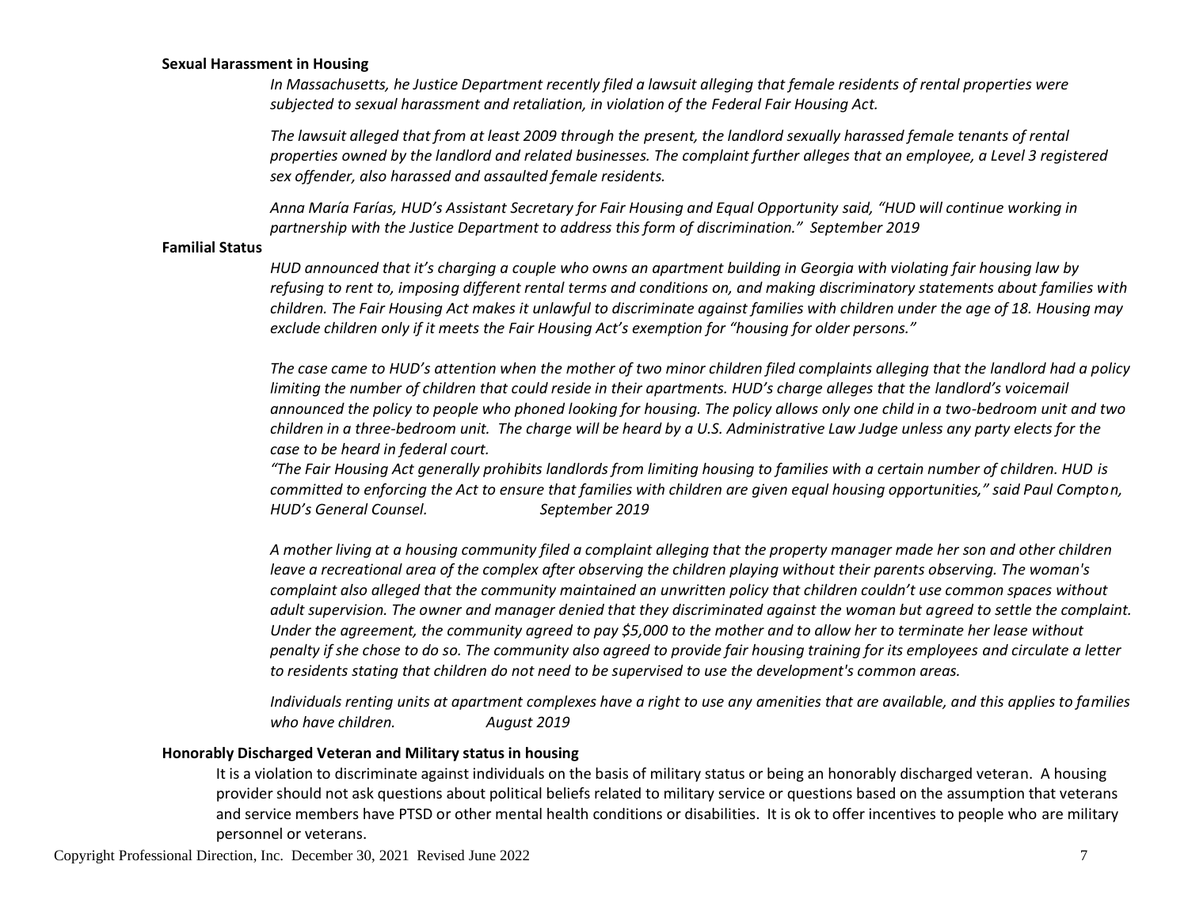**Sexual Harassment in Housing**

*In Massachusetts, he Justice Department recently filed a lawsuit alleging that female residents of rental properties were subjected to sexual harassment and retaliation, in violation of the Federal Fair Housing Act.*

*The lawsuit alleged that from at least 2009 through the present, the landlord sexually harassed female tenants of rental properties owned by the landlord and related businesses. The complaint further alleges that an employee, a Level 3 registered sex offender, also harassed and assaulted female residents.*

*Anna María Farías, HUD's Assistant Secretary for Fair Housing and Equal Opportunity said, "HUD will continue working in partnership with the Justice Department to address this form of discrimination." September 2019*

**Familial Status**

*HUD announced that it's charging a couple who owns an apartment building in Georgia with violating fair housing law by refusing to rent to, imposing different rental terms and conditions on, and making discriminatory statements about families with children. The Fair Housing Act makes it unlawful to discriminate against families with children under the age of 18. Housing may exclude children only if it meets the Fair Housing Act's exemption for "housing for older persons."*

*The case came to HUD's attention when the mother of two minor children filed complaints alleging that the landlord had a policy limiting the number of children that could reside in their apartments. HUD's charge alleges that the landlord's voicemail announced the policy to people who phoned looking for housing. The policy allows only one child in a two-bedroom unit and two children in a three-bedroom unit. The charge will be heard by a U.S. Administrative Law Judge unless any party elects for the case to be heard in federal court.*

*"The Fair Housing Act generally prohibits landlords from limiting housing to families with a certain number of children. HUD is committed to enforcing the Act to ensure that families with children are given equal housing opportunities," said Paul Compton, HUD's General Counsel. September 2019*

*A mother living at a housing community filed a complaint alleging that the property manager made her son and other children leave a recreational area of the complex after observing the children playing without their parents observing. The woman's complaint also alleged that the community maintained an unwritten policy that children couldn't use common spaces without adult supervision. The owner and manager denied that they discriminated against the woman but agreed to settle the complaint. Under the agreement, the community agreed to pay $5,000 to the mother and to allow her to terminate her lease without penalty if she chose to do so. The community also agreed to provide fair housing training for its employees and circulate a letter to residents stating that children do not need to be supervised to use the development's common areas.*

*Individuals renting units at apartment complexes have a right to use any amenities that are available, and this applies to families who have children. August 2019*

**Honorably Discharged Veteran and Military status in housing**

It is a violation to discriminate against individuals on the basis of military status or being an honorably discharged veteran. A housing provider should not ask questions about political beliefs related to military service or questions based on the assumption that veterans and service members have PTSD or other mental health conditions or disabilities. It is ok to offer incentives to people who are military personnel or veterans.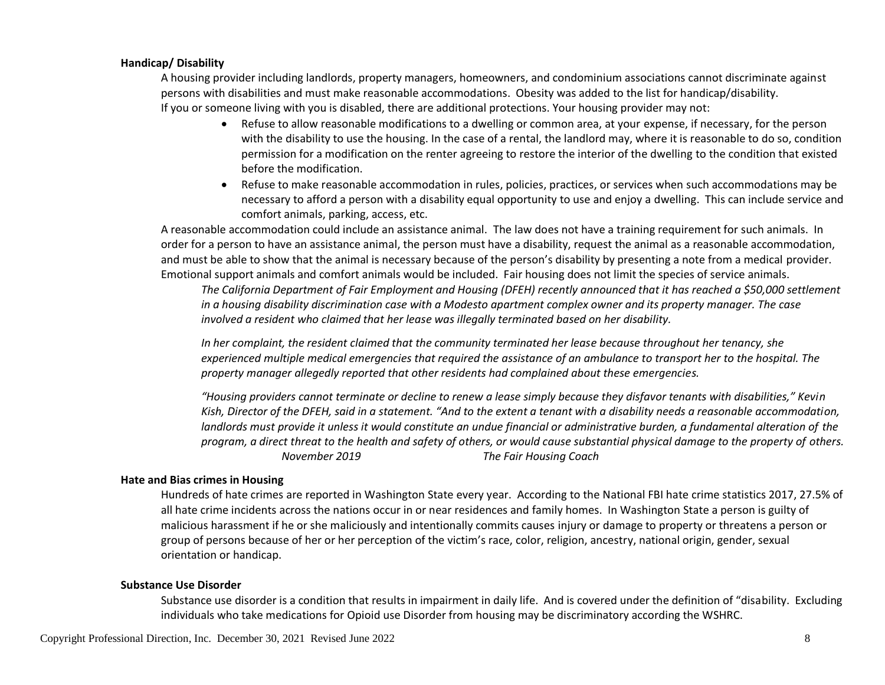**Handicap/ Disability**

A housing provider including landlords, property managers, homeowners, and condominium associations cannot discriminate against persons with disabilities and must make reasonable accommodations. Obesity was added to the list for handicap/disability. If you or someone living with you is disabled, there are additional protections. Your housing provider may not:

- Refuse to allow reasonable modifications to a dwelling or common area, at your expense, if necessary, for the person with the disability to use the housing. In the case of a rental, the landlord may, where it is reasonable to do so, condition permission for a modification on the renter agreeing to restore the interior of the dwelling to the condition that existed before the modification.
- Refuse to make reasonable accommodation in rules, policies, practices, or services when such accommodations may be necessary to afford a person with a disability equal opportunity to use and enjoy a dwelling. This can include service and comfort animals, parking, access, etc.

A reasonable accommodation could include an assistance animal. The law does not have a training requirement for such animals. In order for a person to have an assistance animal, the person must have a disability, request the animal as a reasonable accommodation, and must be able to show that the animal is necessary because of the person's disability by presenting a note from a medical provider. Emotional support animals and comfort animals would be included. Fair housing does not limit the species of service animals.

*The California Department of Fair Employment and Housing (DFEH) recently announced that it has reached a $50,000 settlement in a housing disability discrimination case with a Modesto apartment complex owner and its property manager. The case involved a resident who claimed that her lease was illegally terminated based on her disability.*

*In her complaint, the resident claimed that the community terminated her lease because throughout her tenancy, she experienced multiple medical emergencies that required the assistance of an ambulance to transport her to the hospital. The property manager allegedly reported that other residents had complained about these emergencies.*

*"Housing providers cannot terminate or decline to renew a lease simply because they disfavor tenants with disabilities," Kevin Kish, Director of the DFEH, said in a statement. "And to the extent a tenant with a disability needs a reasonable accommodation, landlords must provide it unless it would constitute an undue financial or administrative burden, a fundamental alteration of the program, a direct threat to the health and safety of others, or would cause substantial physical damage to the property of others.*

*November 2019* *The Fair Housing Coach*

**Hate and Bias crimes in Housing**

Hundreds of hate crimes are reported in Washington State every year. According to the National FBI hate crime statistics 2017, 27.5% of all hate crime incidents across the nations occur in or near residences and family homes. In Washington State a person is guilty of malicious harassment if he or she maliciously and intentionally commits causes injury or damage to property or threatens a person or group of persons because of her or her perception of the victim's race, color, religion, ancestry, national origin, gender, sexual orientation or handicap.

**Substance Use Disorder**

Substance use disorder is a condition that results in impairment in daily life. And is covered under the definition of "disability. Excluding individuals who take medications for Opioid use Disorder from housing may be discriminatory according the WSHRC.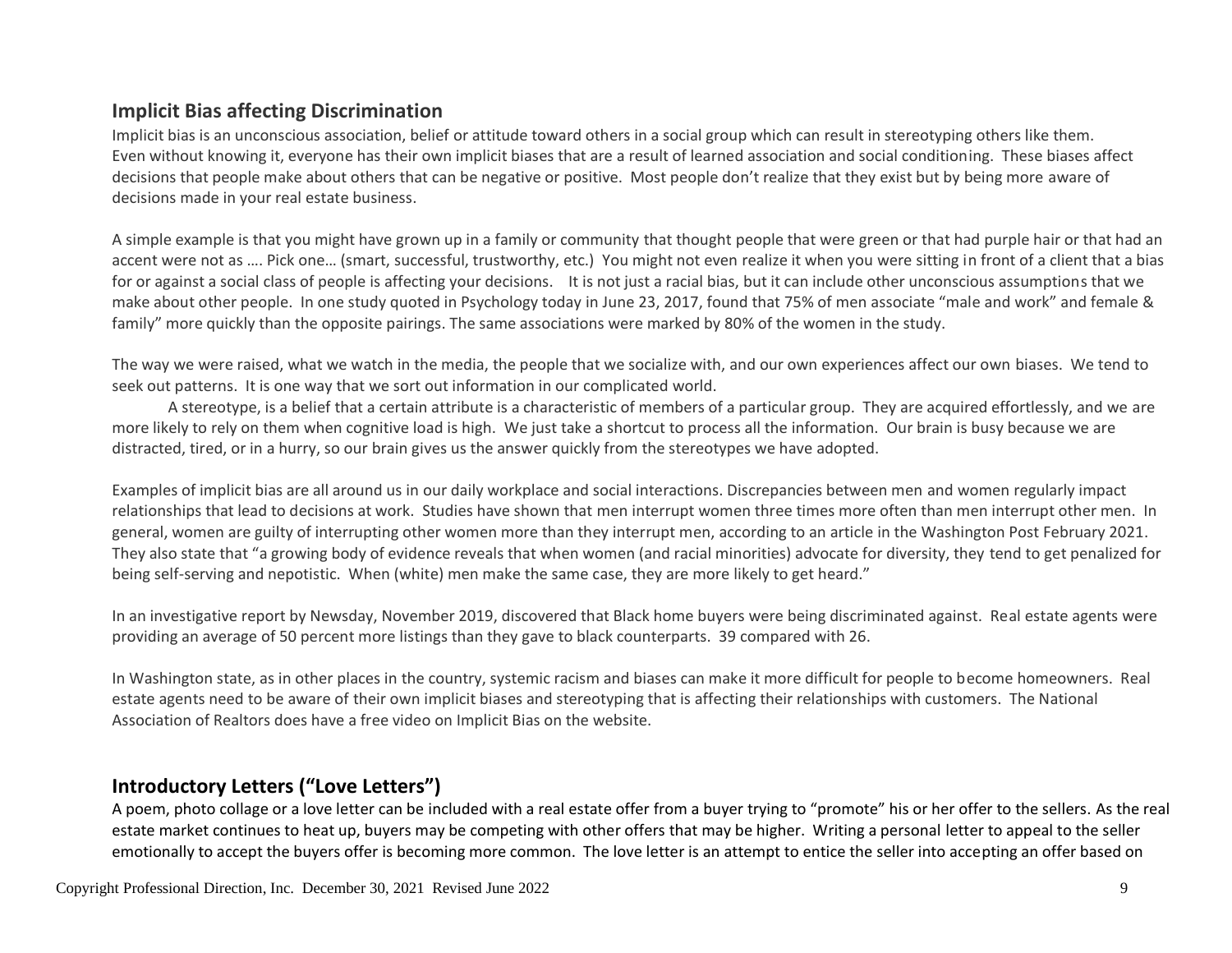## Implicit Bias affecting Discrimination

Implicit bias is an unconscious association, belief or attitude toward others in a social group which can result in stereotyping others like them. Even without knowing it, everyone has their own implicit biases that are a result of learned association and social conditioning. These biases affect decisions that people make about others that can be negative or positive. Most people don't realize that they exist but by being more aware of decisions made in your real estate business.

A simple example is that you might have grown up in a family or community that thought people that were green or that had purple hair or that had an accent were not as …. Pick one… (smart, successful, trustworthy, etc.) You might not even realize it when you were sitting in front of a client that a bias for or against a social class of people is affecting your decisions. It is not just a racial bias, but it can include other unconscious assumptions that we make about other people. In one study quoted in Psychology today in June 23, 2017, found that 75% of men associate "male and work" and female & family" more quickly than the opposite pairings. The same associations were marked by 80% of the women in the study.

The way we were raised, what we watch in the media, the people that we socialize with, and our own experiences affect our own biases. We tend to seek out patterns. It is one way that we sort out information in our complicated world.

A stereotype, is a belief that a certain attribute is a characteristic of members of a particular group. They are acquired effortlessly, and we are more likely to rely on them when cognitive load is high. We just take a shortcut to process all the information. Our brain is busy because we are distracted, tired, or in a hurry, so our brain gives us the answer quickly from the stereotypes we have adopted.

Examples of implicit bias are all around us in our daily workplace and social interactions. Discrepancies between men and women regularly impact relationships that lead to decisions at work. Studies have shown that men interrupt women three times more often than men interrupt other men. In general, women are guilty of interrupting other women more than they interrupt men, according to an article in the Washington Post February 2021. They also state that "a growing body of evidence reveals that when women (and racial minorities) advocate for diversity, they tend to get penalized for being self-serving and nepotistic. When (white) men make the same case, they are more likely to get heard."

In an investigative report by Newsday, November 2019, discovered that Black home buyers were being discriminated against. Real estate agents were providing an average of 50 percent more listings than they gave to black counterparts. 39 compared with 26.

In Washington state, as in other places in the country, systemic racism and biases can make it more difficult for people to become homeowners. Real estate agents need to be aware of their own implicit biases and stereotyping that is affecting their relationships with customers. The National Association of Realtors does have a free video on Implicit Bias on the website.

## Introductory Letters ("Love Letters")

A poem, photo collage or a love letter can be included with a real estate offer from a buyer trying to "promote" his or her offer to the sellers. As the real estate market continues to heat up, buyers may be competing with other offers that may be higher. Writing a personal letter to appeal to the seller emotionally to accept the buyers offer is becoming more common. The love letter is an attempt to entice the seller into accepting an offer based on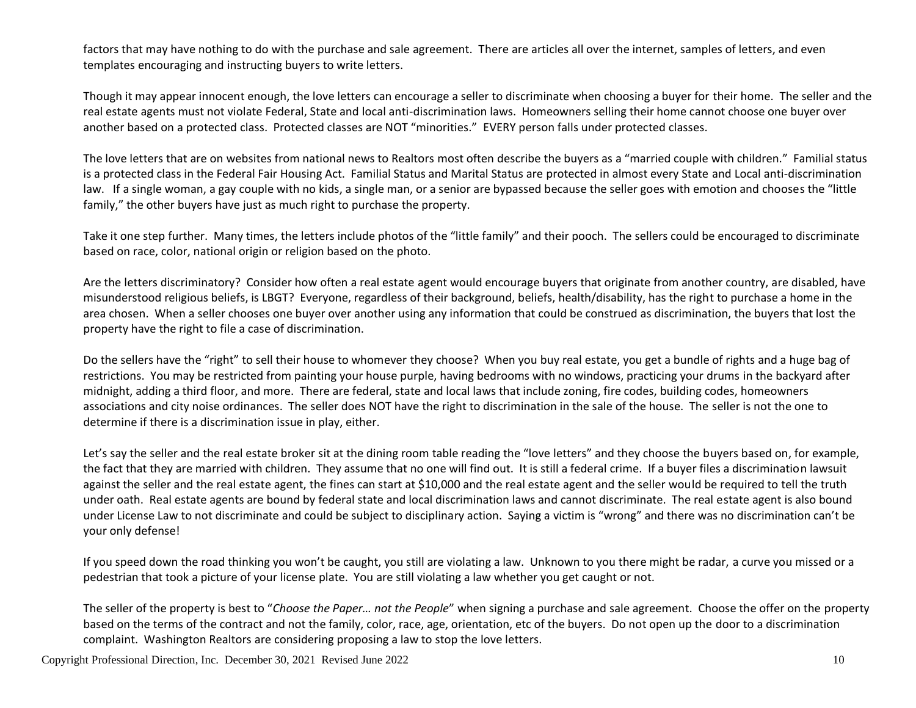factors that may have nothing to do with the purchase and sale agreement. There are articles all over the internet, samples of letters, and even templates encouraging and instructing buyers to write letters.

Though it may appear innocent enough, the love letters can encourage a seller to discriminate when choosing a buyer for their home. The seller and the real estate agents must not violate Federal, State and local anti-discrimination laws. Homeowners selling their home cannot choose one buyer over another based on a protected class. Protected classes are NOT "minorities." EVERY person falls under protected classes.

The love letters that are on websites from national news to Realtors most often describe the buyers as a "married couple with children." Familial status is a protected class in the Federal Fair Housing Act. Familial Status and Marital Status are protected in almost every State and Local anti-discrimination law. If a single woman, a gay couple with no kids, a single man, or a senior are bypassed because the seller goes with emotion and chooses the "little family," the other buyers have just as much right to purchase the property.

Take it one step further. Many times, the letters include photos of the "little family" and their pooch. The sellers could be encouraged to discriminate based on race, color, national origin or religion based on the photo.

Are the letters discriminatory? Consider how often a real estate agent would encourage buyers that originate from another country, are disabled, have misunderstood religious beliefs, is LBGT? Everyone, regardless of their background, beliefs, health/disability, has the right to purchase a home in the area chosen. When a seller chooses one buyer over another using any information that could be construed as discrimination, the buyers that lost the property have the right to file a case of discrimination.

Do the sellers have the "right" to sell their house to whomever they choose? When you buy real estate, you get a bundle of rights and a huge bag of restrictions. You may be restricted from painting your house purple, having bedrooms with no windows, practicing your drums in the backyard after midnight, adding a third floor, and more. There are federal, state and local laws that include zoning, fire codes, building codes, homeowners associations and city noise ordinances. The seller does NOT have the right to discrimination in the sale of the house. The seller is not the one to determine if there is a discrimination issue in play, either.

Let's say the seller and the real estate broker sit at the dining room table reading the "love letters" and they choose the buyers based on, for example, the fact that they are married with children. They assume that no one will find out. It is still a federal crime. If a buyer files a discrimination lawsuit against the seller and the real estate agent, the fines can start at $10,000 and the real estate agent and the seller would be required to tell the truth under oath. Real estate agents are bound by federal state and local discrimination laws and cannot discriminate. The real estate agent is also bound under License Law to not discriminate and could be subject to disciplinary action. Saying a victim is "wrong" and there was no discrimination can't be your only defense!

If you speed down the road thinking you won't be caught, you still are violating a law. Unknown to you there might be radar, a curve you missed or a pedestrian that took a picture of your license plate. You are still violating a law whether you get caught or not.

The seller of the property is best to "*Choose the Paper… not the People*" when signing a purchase and sale agreement. Choose the offer on the property based on the terms of the contract and not the family, color, race, age, orientation, etc of the buyers. Do not open up the door to a discrimination complaint. Washington Realtors are considering proposing a law to stop the love letters.

Copyright Professional Direction, Inc. December 30, 2021 Revised June 2022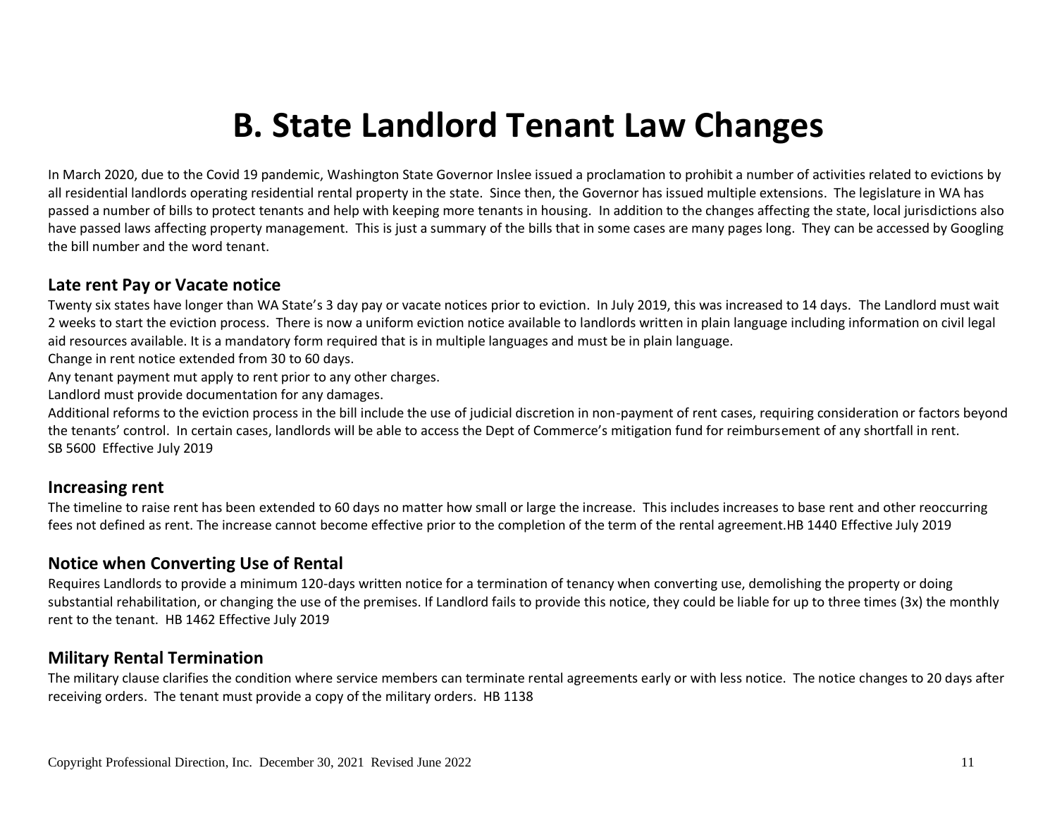# B. State Landlord Tenant Law Changes

In March 2020, due to the Covid 19 pandemic, Washington State Governor Inslee issued a proclamation to prohibit a number of activities related to evictions by all residential landlords operating residential rental property in the state. Since then, the Governor has issued multiple extensions. The legislature in WA has passed a number of bills to protect tenants and help with keeping more tenants in housing. In addition to the changes affecting the state, local jurisdictions also have passed laws affecting property management. This is just a summary of the bills that in some cases are many pages long. They can be accessed by Googling the bill number and the word tenant.

## Late rent Pay or Vacate notice

Twenty six states have longer than WA State's 3 day pay or vacate notices prior to eviction. In July 2019, this was increased to 14 days. The Landlord must wait 2 weeks to start the eviction process. There is now a uniform eviction notice available to landlords written in plain language including information on civil legal aid resources available. It is a mandatory form required that is in multiple languages and must be in plain language.
Change in rent notice extended from 30 to 60 days.
Any tenant payment mut apply to rent prior to any other charges.
Landlord must provide documentation for any damages.
Additional reforms to the eviction process in the bill include the use of judicial discretion in non-payment of rent cases, requiring consideration or factors beyond the tenants' control. In certain cases, landlords will be able to access the Dept of Commerce's mitigation fund for reimbursement of any shortfall in rent.
SB 5600 Effective July 2019

## Increasing rent

The timeline to raise rent has been extended to 60 days no matter how small or large the increase. This includes increases to base rent and other reoccurring fees not defined as rent. The increase cannot become effective prior to the completion of the term of the rental agreement.HB 1440 Effective July 2019

## Notice when Converting Use of Rental

Requires Landlords to provide a minimum 120-days written notice for a termination of tenancy when converting use, demolishing the property or doing substantial rehabilitation, or changing the use of the premises. If Landlord fails to provide this notice, they could be liable for up to three times (3x) the monthly rent to the tenant. HB 1462 Effective July 2019

## Military Rental Termination

The military clause clarifies the condition where service members can terminate rental agreements early or with less notice. The notice changes to 20 days after receiving orders. The tenant must provide a copy of the military orders. HB 1138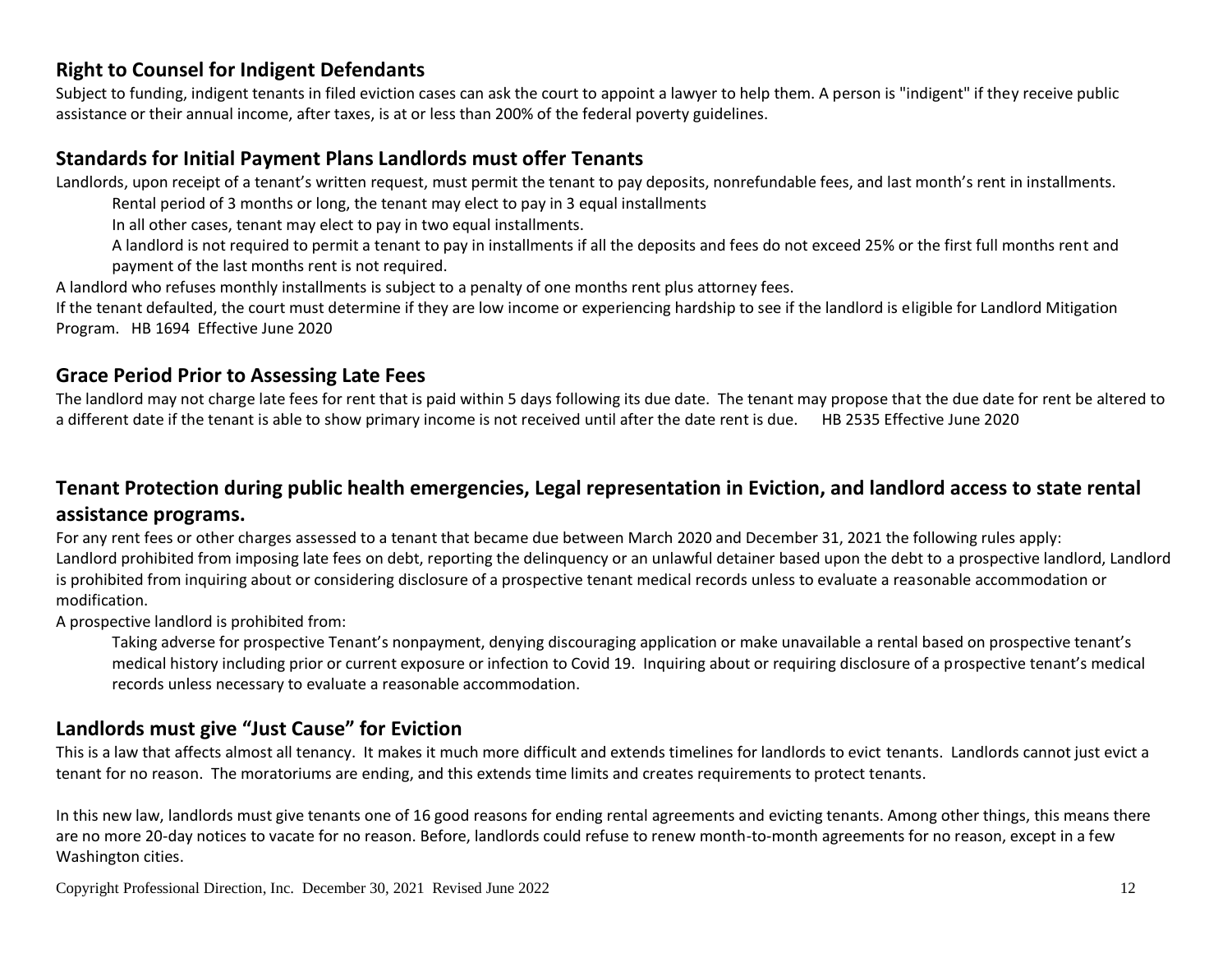## Right to Counsel for Indigent Defendants

Subject to funding, indigent tenants in filed eviction cases can ask the court to appoint a lawyer to help them. A person is "indigent" if they receive public assistance or their annual income, after taxes, is at or less than 200% of the federal poverty guidelines.

## Standards for Initial Payment Plans Landlords must offer Tenants

Landlords, upon receipt of a tenant's written request, must permit the tenant to pay deposits, nonrefundable fees, and last month's rent in installments.

Rental period of 3 months or long, the tenant may elect to pay in 3 equal installments

In all other cases, tenant may elect to pay in two equal installments.

A landlord is not required to permit a tenant to pay in installments if all the deposits and fees do not exceed 25% or the first full months rent and payment of the last months rent is not required.

A landlord who refuses monthly installments is subject to a penalty of one months rent plus attorney fees.

If the tenant defaulted, the court must determine if they are low income or experiencing hardship to see if the landlord is eligible for Landlord Mitigation Program. HB 1694 Effective June 2020

## Grace Period Prior to Assessing Late Fees

The landlord may not charge late fees for rent that is paid within 5 days following its due date. The tenant may propose that the due date for rent be altered to a different date if the tenant is able to show primary income is not received until after the date rent is due. HB 2535 Effective June 2020

## Tenant Protection during public health emergencies, Legal representation in Eviction, and landlord access to state rental assistance programs.

For any rent fees or other charges assessed to a tenant that became due between March 2020 and December 31, 2021 the following rules apply:

Landlord prohibited from imposing late fees on debt, reporting the delinquency or an unlawful detainer based upon the debt to a prospective landlord, Landlord is prohibited from inquiring about or considering disclosure of a prospective tenant medical records unless to evaluate a reasonable accommodation or modification.

A prospective landlord is prohibited from:

Taking adverse for prospective Tenant's nonpayment, denying discouraging application or make unavailable a rental based on prospective tenant's medical history including prior or current exposure or infection to Covid 19. Inquiring about or requiring disclosure of a prospective tenant's medical records unless necessary to evaluate a reasonable accommodation.

## Landlords must give "Just Cause" for Eviction

This is a law that affects almost all tenancy. It makes it much more difficult and extends timelines for landlords to evict tenants. Landlords cannot just evict a tenant for no reason. The moratoriums are ending, and this extends time limits and creates requirements to protect tenants.

In this new law, landlords must give tenants one of 16 good reasons for ending rental agreements and evicting tenants. Among other things, this means there are no more 20-day notices to vacate for no reason. Before, landlords could refuse to renew month-to-month agreements for no reason, except in a few Washington cities.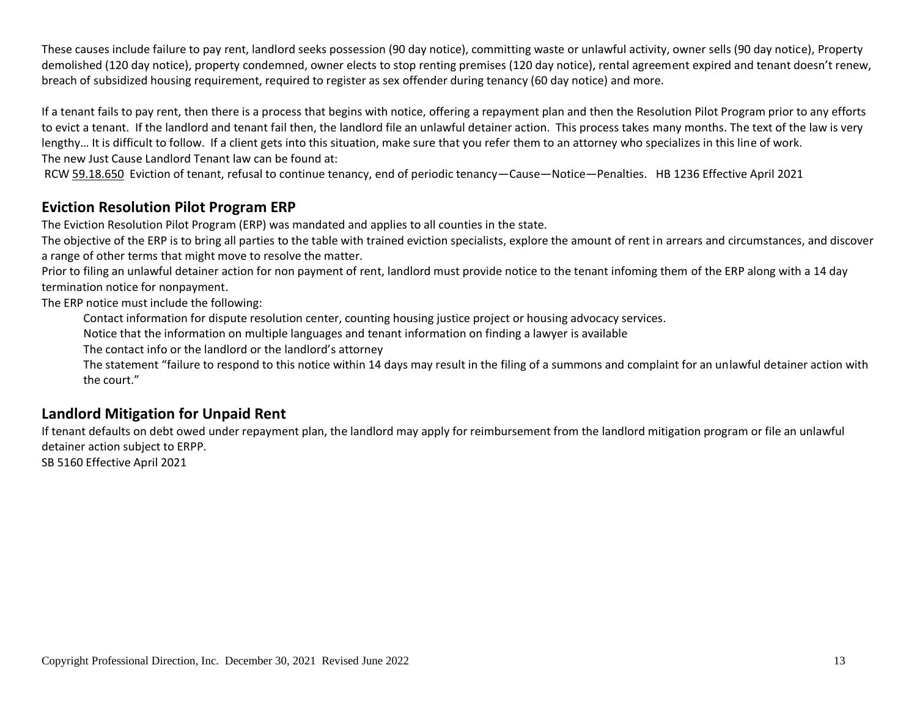These causes include failure to pay rent, landlord seeks possession (90 day notice), committing waste or unlawful activity, owner sells (90 day notice), Property demolished (120 day notice), property condemned, owner elects to stop renting premises (120 day notice), rental agreement expired and tenant doesn't renew, breach of subsidized housing requirement, required to register as sex offender during tenancy (60 day notice) and more.

If a tenant fails to pay rent, then there is a process that begins with notice, offering a repayment plan and then the Resolution Pilot Program prior to any efforts to evict a tenant. If the landlord and tenant fail then, the landlord file an unlawful detainer action. This process takes many months. The text of the law is very lengthy… It is difficult to follow. If a client gets into this situation, make sure that you refer them to an attorney who specializes in this line of work.
The new Just Cause Landlord Tenant law can be found at:
RCW 59.18.650 Eviction of tenant, refusal to continue tenancy, end of periodic tenancy—Cause—Notice—Penalties. HB 1236 Effective April 2021

## Eviction Resolution Pilot Program ERP

The Eviction Resolution Pilot Program (ERP) was mandated and applies to all counties in the state.
The objective of the ERP is to bring all parties to the table with trained eviction specialists, explore the amount of rent in arrears and circumstances, and discover a range of other terms that might move to resolve the matter.
Prior to filing an unlawful detainer action for non payment of rent, landlord must provide notice to the tenant infoming them of the ERP along with a 14 day termination notice for nonpayment.
The ERP notice must include the following:

- Contact information for dispute resolution center, counting housing justice project or housing advocacy services.
- Notice that the information on multiple languages and tenant information on finding a lawyer is available
- The contact info or the landlord or the landlord's attorney
- The statement "failure to respond to this notice within 14 days may result in the filing of a summons and complaint for an unlawful detainer action with the court."

## Landlord Mitigation for Unpaid Rent

If tenant defaults on debt owed under repayment plan, the landlord may apply for reimbursement from the landlord mitigation program or file an unlawful detainer action subject to ERPP.
SB 5160 Effective April 2021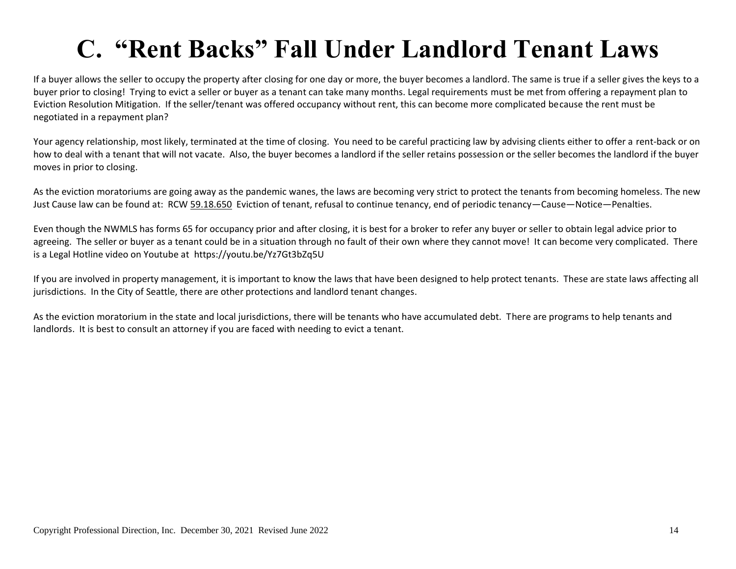# C. "Rent Backs" Fall Under Landlord Tenant Laws

If a buyer allows the seller to occupy the property after closing for one day or more, the buyer becomes a landlord. The same is true if a seller gives the keys to a buyer prior to closing! Trying to evict a seller or buyer as a tenant can take many months. Legal requirements must be met from offering a repayment plan to Eviction Resolution Mitigation. If the seller/tenant was offered occupancy without rent, this can become more complicated because the rent must be negotiated in a repayment plan?

Your agency relationship, most likely, terminated at the time of closing. You need to be careful practicing law by advising clients either to offer a rent-back or on how to deal with a tenant that will not vacate. Also, the buyer becomes a landlord if the seller retains possession or the seller becomes the landlord if the buyer moves in prior to closing.

As the eviction moratoriums are going away as the pandemic wanes, the laws are becoming very strict to protect the tenants from becoming homeless. The new Just Cause law can be found at: RCW 59.18.650 Eviction of tenant, refusal to continue tenancy, end of periodic tenancy—Cause—Notice—Penalties.

Even though the NWMLS has forms 65 for occupancy prior and after closing, it is best for a broker to refer any buyer or seller to obtain legal advice prior to agreeing. The seller or buyer as a tenant could be in a situation through no fault of their own where they cannot move! It can become very complicated. There is a Legal Hotline video on Youtube at https://youtu.be/Yz7Gt3bZq5U

If you are involved in property management, it is important to know the laws that have been designed to help protect tenants. These are state laws affecting all jurisdictions. In the City of Seattle, there are other protections and landlord tenant changes.

As the eviction moratorium in the state and local jurisdictions, there will be tenants who have accumulated debt. There are programs to help tenants and landlords. It is best to consult an attorney if you are faced with needing to evict a tenant.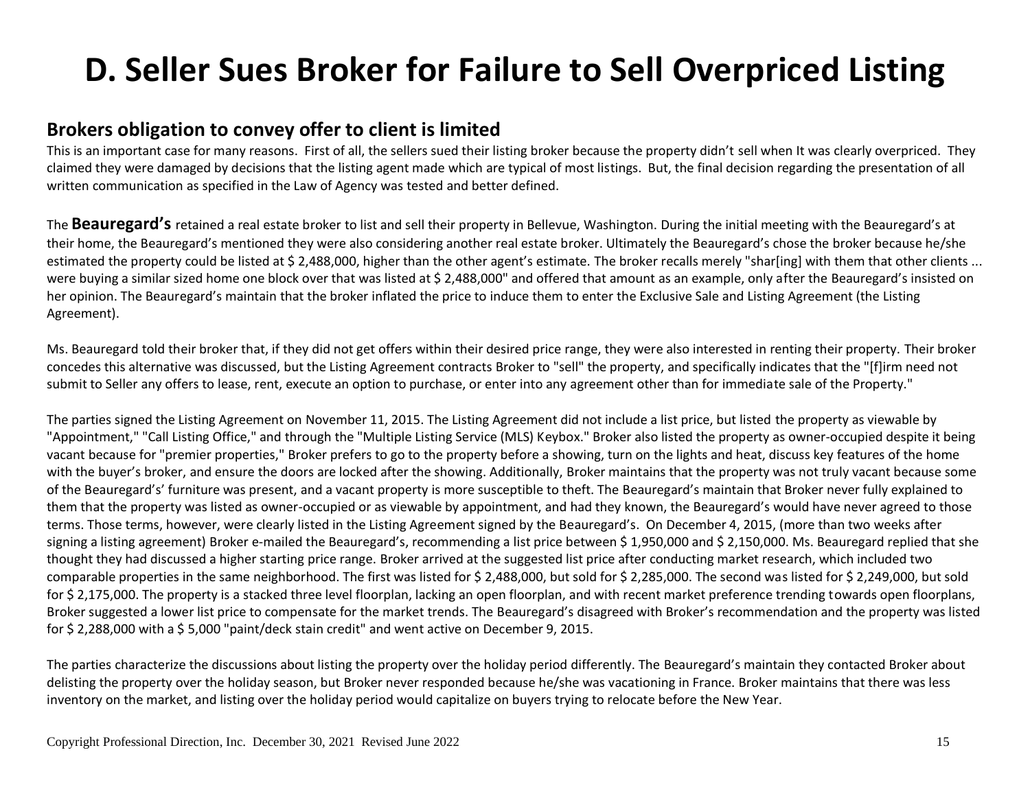# D. Seller Sues Broker for Failure to Sell Overpriced Listing

## Brokers obligation to convey offer to client is limited

This is an important case for many reasons. First of all, the sellers sued their listing broker because the property didn't sell when It was clearly overpriced. They claimed they were damaged by decisions that the listing agent made which are typical of most listings. But, the final decision regarding the presentation of all written communication as specified in the Law of Agency was tested and better defined.

The **Beauregard's** retained a real estate broker to list and sell their property in Bellevue, Washington. During the initial meeting with the Beauregard's at their home, the Beauregard's mentioned they were also considering another real estate broker. Ultimately the Beauregard's chose the broker because he/she estimated the property could be listed at $ 2,488,000, higher than the other agent's estimate. The broker recalls merely "shar[ing] with them that other clients ... were buying a similar sized home one block over that was listed at $ 2,488,000" and offered that amount as an example, only after the Beauregard's insisted on her opinion. The Beauregard's maintain that the broker inflated the price to induce them to enter the Exclusive Sale and Listing Agreement (the Listing Agreement).

Ms. Beauregard told their broker that, if they did not get offers within their desired price range, they were also interested in renting their property. Their broker concedes this alternative was discussed, but the Listing Agreement contracts Broker to "sell" the property, and specifically indicates that the "[f]irm need not submit to Seller any offers to lease, rent, execute an option to purchase, or enter into any agreement other than for immediate sale of the Property."

The parties signed the Listing Agreement on November 11, 2015. The Listing Agreement did not include a list price, but listed the property as viewable by "Appointment," "Call Listing Office," and through the "Multiple Listing Service (MLS) Keybox." Broker also listed the property as owner-occupied despite it being vacant because for "premier properties," Broker prefers to go to the property before a showing, turn on the lights and heat, discuss key features of the home with the buyer's broker, and ensure the doors are locked after the showing. Additionally, Broker maintains that the property was not truly vacant because some of the Beauregard's' furniture was present, and a vacant property is more susceptible to theft. The Beauregard's maintain that Broker never fully explained to them that the property was listed as owner-occupied or as viewable by appointment, and had they known, the Beauregard's would have never agreed to those terms. Those terms, however, were clearly listed in the Listing Agreement signed by the Beauregard's. On December 4, 2015, (more than two weeks after signing a listing agreement) Broker e-mailed the Beauregard's, recommending a list price between $ 1,950,000 and $ 2,150,000. Ms. Beauregard replied that she thought they had discussed a higher starting price range. Broker arrived at the suggested list price after conducting market research, which included two comparable properties in the same neighborhood. The first was listed for $ 2,488,000, but sold for $ 2,285,000. The second was listed for $ 2,249,000, but sold for $ 2,175,000. The property is a stacked three level floorplan, lacking an open floorplan, and with recent market preference trending towards open floorplans, Broker suggested a lower list price to compensate for the market trends. The Beauregard's disagreed with Broker's recommendation and the property was listed for $ 2,288,000 with a $ 5,000 "paint/deck stain credit" and went active on December 9, 2015.

The parties characterize the discussions about listing the property over the holiday period differently. The Beauregard's maintain they contacted Broker about delisting the property over the holiday season, but Broker never responded because he/she was vacationing in France. Broker maintains that there was less inventory on the market, and listing over the holiday period would capitalize on buyers trying to relocate before the New Year.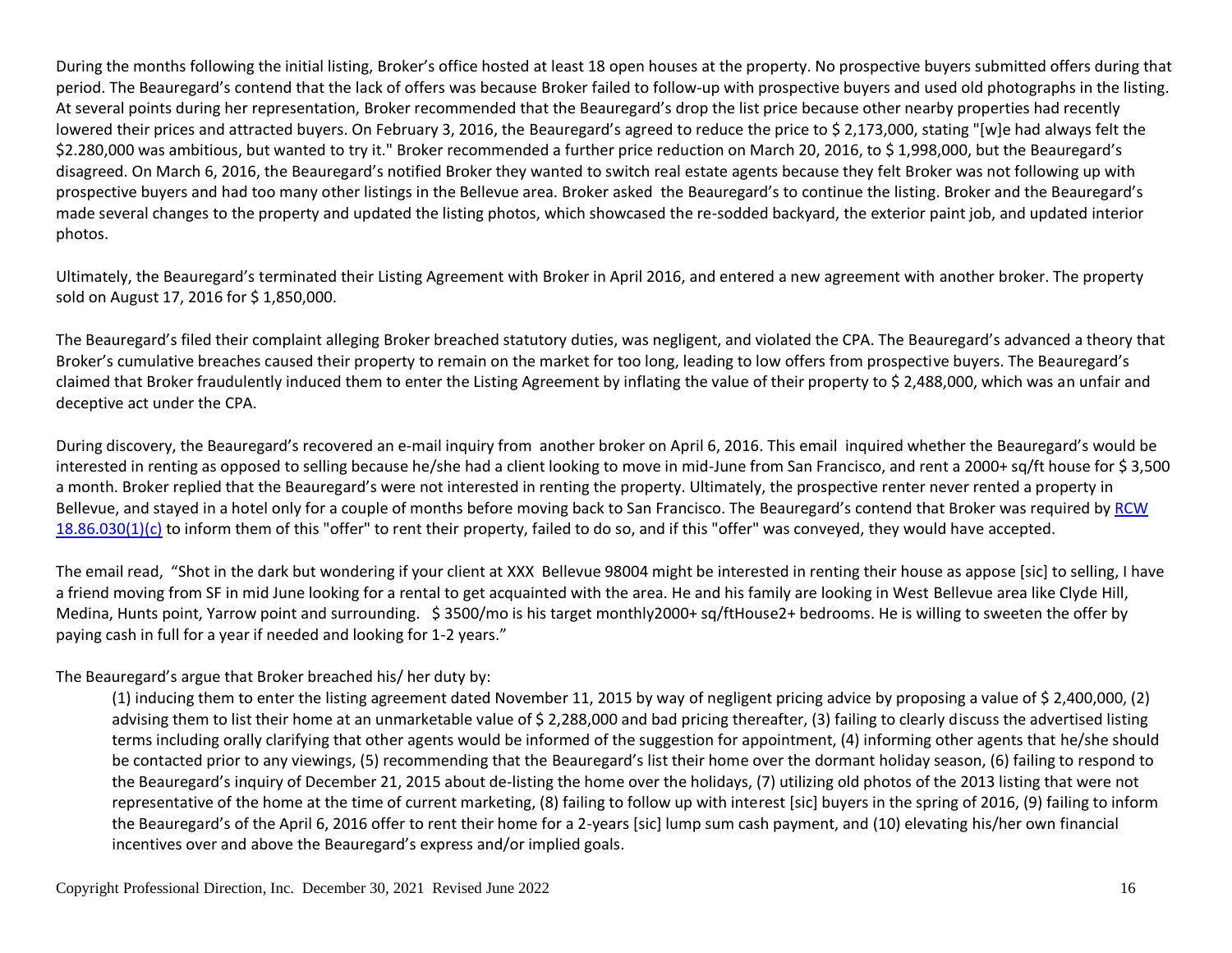During the months following the initial listing, Broker's office hosted at least 18 open houses at the property. No prospective buyers submitted offers during that period. The Beauregard's contend that the lack of offers was because Broker failed to follow-up with prospective buyers and used old photographs in the listing. At several points during her representation, Broker recommended that the Beauregard's drop the list price because other nearby properties had recently lowered their prices and attracted buyers. On February 3, 2016, the Beauregard's agreed to reduce the price to $ 2,173,000, stating "[w]e had always felt the $2.280,000 was ambitious, but wanted to try it." Broker recommended a further price reduction on March 20, 2016, to $ 1,998,000, but the Beauregard's disagreed. On March 6, 2016, the Beauregard's notified Broker they wanted to switch real estate agents because they felt Broker was not following up with prospective buyers and had too many other listings in the Bellevue area. Broker asked the Beauregard's to continue the listing. Broker and the Beauregard's made several changes to the property and updated the listing photos, which showcased the re-sodded backyard, the exterior paint job, and updated interior photos.

Ultimately, the Beauregard's terminated their Listing Agreement with Broker in April 2016, and entered a new agreement with another broker. The property sold on August 17, 2016 for $ 1,850,000.

The Beauregard's filed their complaint alleging Broker breached statutory duties, was negligent, and violated the CPA. The Beauregard's advanced a theory that Broker's cumulative breaches caused their property to remain on the market for too long, leading to low offers from prospective buyers. The Beauregard's claimed that Broker fraudulently induced them to enter the Listing Agreement by inflating the value of their property to $ 2,488,000, which was an unfair and deceptive act under the CPA.

During discovery, the Beauregard's recovered an e-mail inquiry from another broker on April 6, 2016. This email inquired whether the Beauregard's would be interested in renting as opposed to selling because he/she had a client looking to move in mid-June from San Francisco, and rent a 2000+ sq/ft house for $ 3,500 a month. Broker replied that the Beauregard's were not interested in renting the property. Ultimately, the prospective renter never rented a property in Bellevue, and stayed in a hotel only for a couple of months before moving back to San Francisco. The Beauregard's contend that Broker was required by RCW 18.86.030(1)(c) to inform them of this "offer" to rent their property, failed to do so, and if this "offer" was conveyed, they would have accepted.

The email read, "Shot in the dark but wondering if your client at XXX Bellevue 98004 might be interested in renting their house as appose [sic] to selling, I have a friend moving from SF in mid June looking for a rental to get acquainted with the area. He and his family are looking in West Bellevue area like Clyde Hill, Medina, Hunts point, Yarrow point and surrounding. $ 3500/mo is his target monthly2000+ sq/ftHouse2+ bedrooms. He is willing to sweeten the offer by paying cash in full for a year if needed and looking for 1-2 years."

The Beauregard's argue that Broker breached his/ her duty by:

> (1) inducing them to enter the listing agreement dated November 11, 2015 by way of negligent pricing advice by proposing a value of $ 2,400,000, (2) advising them to list their home at an unmarketable value of $ 2,288,000 and bad pricing thereafter, (3) failing to clearly discuss the advertised listing terms including orally clarifying that other agents would be informed of the suggestion for appointment, (4) informing other agents that he/she should be contacted prior to any viewings, (5) recommending that the Beauregard's list their home over the dormant holiday season, (6) failing to respond to the Beauregard's inquiry of December 21, 2015 about de-listing the home over the holidays, (7) utilizing old photos of the 2013 listing that were not representative of the home at the time of current marketing, (8) failing to follow up with interest [sic] buyers in the spring of 2016, (9) failing to inform the Beauregard's of the April 6, 2016 offer to rent their home for a 2-years [sic] lump sum cash payment, and (10) elevating his/her own financial incentives over and above the Beauregard's express and/or implied goals.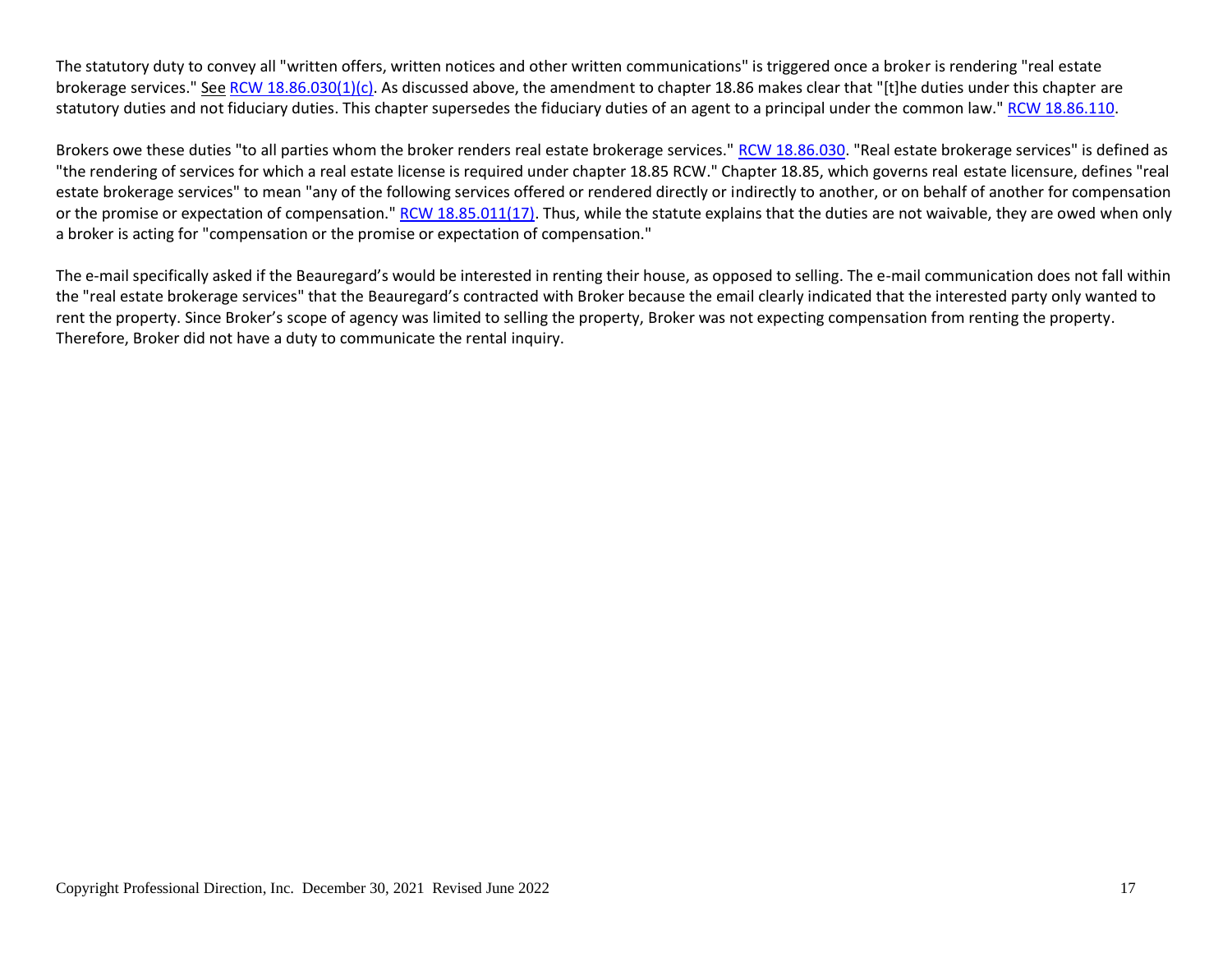The statutory duty to convey all "written offers, written notices and other written communications" is triggered once a broker is rendering "real estate brokerage services." See RCW 18.86.030(1)(c). As discussed above, the amendment to chapter 18.86 makes clear that "[t]he duties under this chapter are statutory duties and not fiduciary duties. This chapter supersedes the fiduciary duties of an agent to a principal under the common law." RCW 18.86.110.

Brokers owe these duties "to all parties whom the broker renders real estate brokerage services." RCW 18.86.030. "Real estate brokerage services" is defined as "the rendering of services for which a real estate license is required under chapter 18.85 RCW." Chapter 18.85, which governs real estate licensure, defines "real estate brokerage services" to mean "any of the following services offered or rendered directly or indirectly to another, or on behalf of another for compensation or the promise or expectation of compensation." RCW 18.85.011(17). Thus, while the statute explains that the duties are not waivable, they are owed when only a broker is acting for "compensation or the promise or expectation of compensation."

The e-mail specifically asked if the Beauregard's would be interested in renting their house, as opposed to selling. The e-mail communication does not fall within the "real estate brokerage services" that the Beauregard's contracted with Broker because the email clearly indicated that the interested party only wanted to rent the property. Since Broker's scope of agency was limited to selling the property, Broker was not expecting compensation from renting the property. Therefore, Broker did not have a duty to communicate the rental inquiry.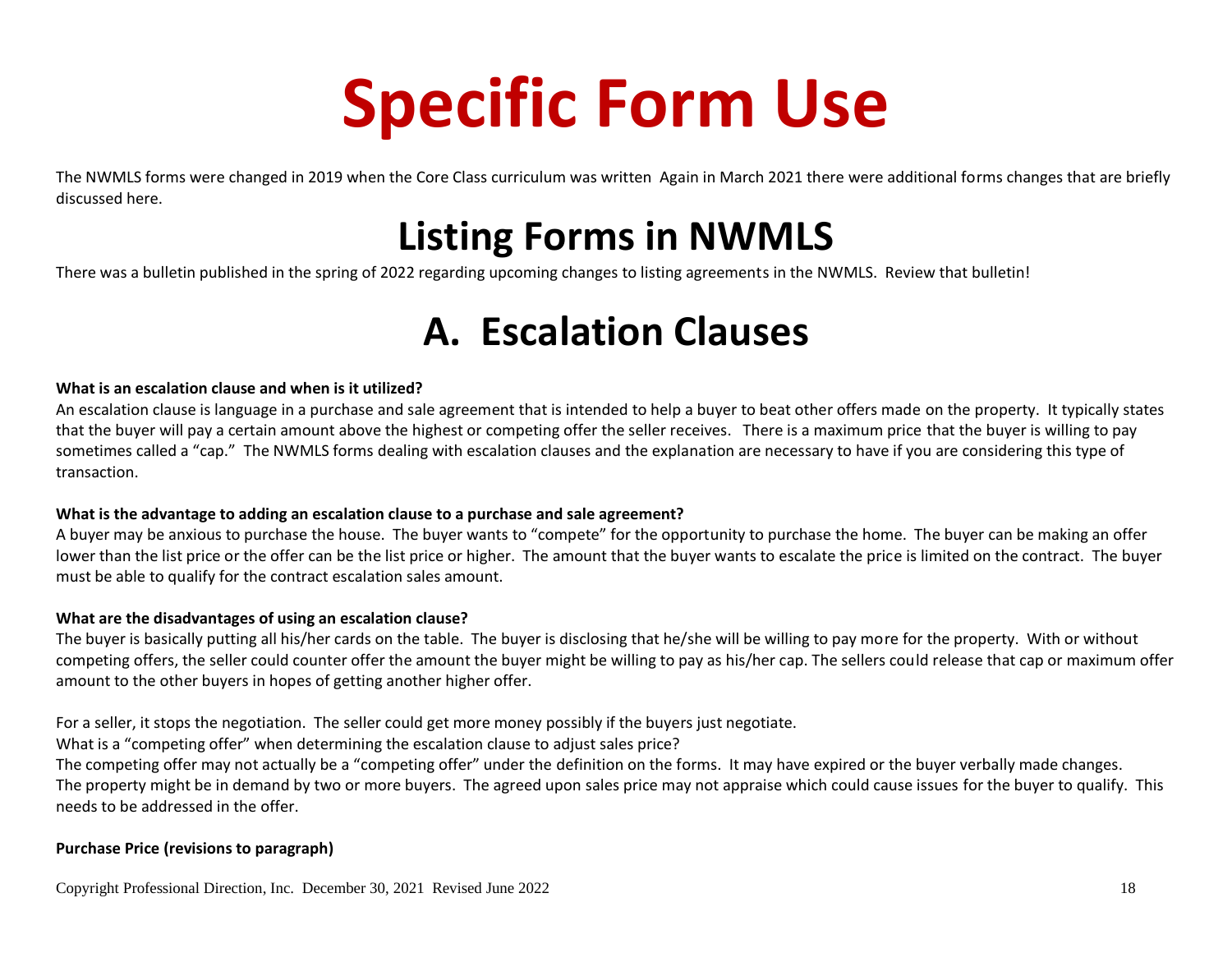# Specific Form Use

The NWMLS forms were changed in 2019 when the Core Class curriculum was written  Again in March 2021 there were additional forms changes that are briefly discussed here.

## Listing Forms in NWMLS

There was a bulletin published in the spring of 2022 regarding upcoming changes to listing agreements in the NWMLS.  Review that bulletin!

## A.  Escalation Clauses

**What is an escalation clause and when is it utilized?**

An escalation clause is language in a purchase and sale agreement that is intended to help a buyer to beat other offers made on the property.  It typically states that the buyer will pay a certain amount above the highest or competing offer the seller receives.   There is a maximum price that the buyer is willing to pay sometimes called a "cap."  The NWMLS forms dealing with escalation clauses and the explanation are necessary to have if you are considering this type of transaction.

**What is the advantage to adding an escalation clause to a purchase and sale agreement?**

A buyer may be anxious to purchase the house.  The buyer wants to "compete" for the opportunity to purchase the home.  The buyer can be making an offer lower than the list price or the offer can be the list price or higher.  The amount that the buyer wants to escalate the price is limited on the contract.  The buyer must be able to qualify for the contract escalation sales amount.

**What are the disadvantages of using an escalation clause?**

The buyer is basically putting all his/her cards on the table.  The buyer is disclosing that he/she will be willing to pay more for the property.  With or without competing offers, the seller could counter offer the amount the buyer might be willing to pay as his/her cap. The sellers could release that cap or maximum offer amount to the other buyers in hopes of getting another higher offer.

For a seller, it stops the negotiation.  The seller could get more money possibly if the buyers just negotiate.
What is a "competing offer" when determining the escalation clause to adjust sales price?
The competing offer may not actually be a "competing offer" under the definition on the forms.  It may have expired or the buyer verbally made changes.
The property might be in demand by two or more buyers.  The agreed upon sales price may not appraise which could cause issues for the buyer to qualify.  This needs to be addressed in the offer.

**Purchase Price (revisions to paragraph)**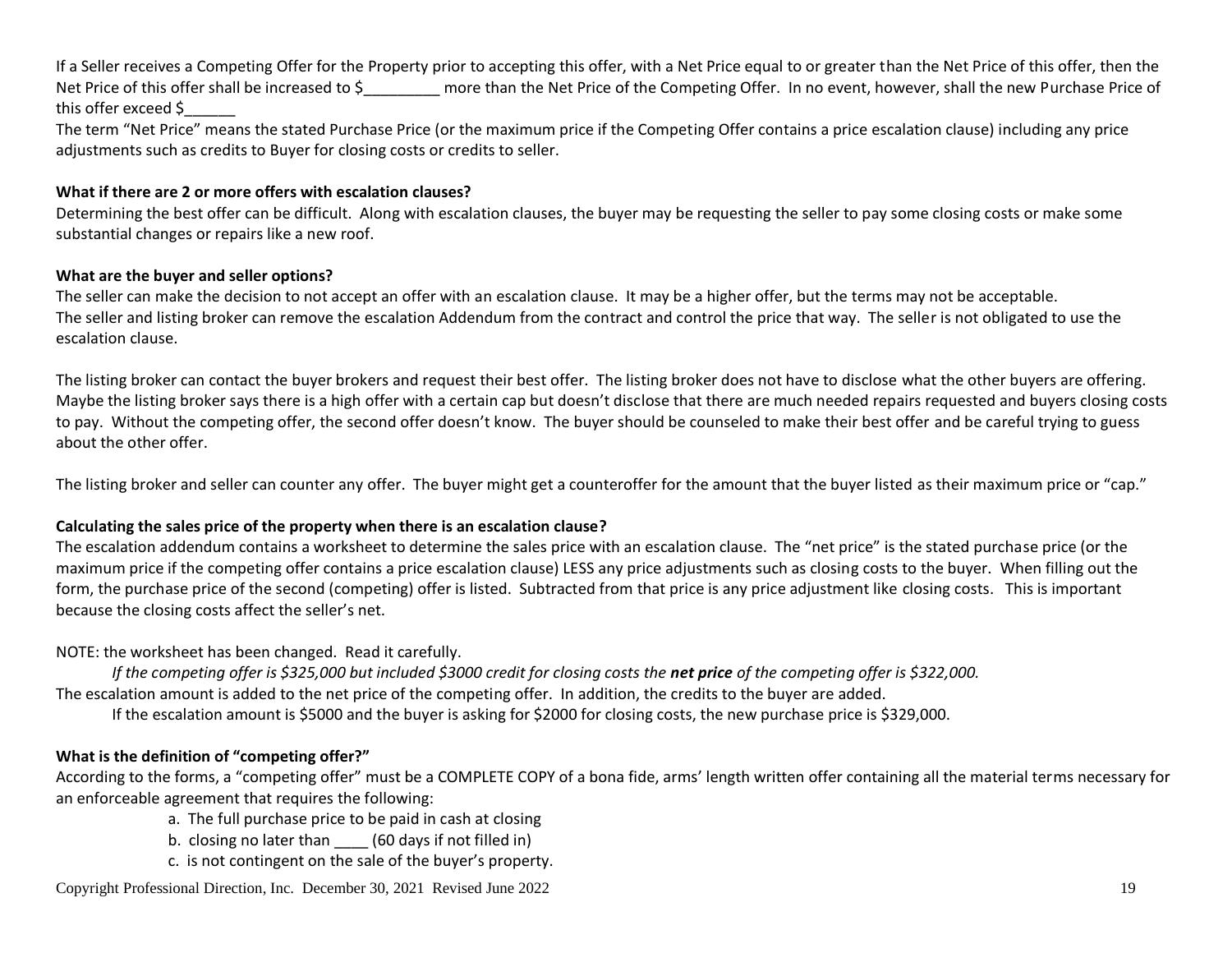If a Seller receives a Competing Offer for the Property prior to accepting this offer, with a Net Price equal to or greater than the Net Price of this offer, then the Net Price of this offer shall be increased to $_________ more than the Net Price of the Competing Offer. In no event, however, shall the new Purchase Price of this offer exceed $______

The term "Net Price" means the stated Purchase Price (or the maximum price if the Competing Offer contains a price escalation clause) including any price adjustments such as credits to Buyer for closing costs or credits to seller.

**What if there are 2 or more offers with escalation clauses?**

Determining the best offer can be difficult. Along with escalation clauses, the buyer may be requesting the seller to pay some closing costs or make some substantial changes or repairs like a new roof.

**What are the buyer and seller options?**

The seller can make the decision to not accept an offer with an escalation clause. It may be a higher offer, but the terms may not be acceptable.
The seller and listing broker can remove the escalation Addendum from the contract and control the price that way. The seller is not obligated to use the escalation clause.

The listing broker can contact the buyer brokers and request their best offer. The listing broker does not have to disclose what the other buyers are offering. Maybe the listing broker says there is a high offer with a certain cap but doesn't disclose that there are much needed repairs requested and buyers closing costs to pay. Without the competing offer, the second offer doesn't know. The buyer should be counseled to make their best offer and be careful trying to guess about the other offer.

The listing broker and seller can counter any offer. The buyer might get a counteroffer for the amount that the buyer listed as their maximum price or "cap."

**Calculating the sales price of the property when there is an escalation clause?**

The escalation addendum contains a worksheet to determine the sales price with an escalation clause. The "net price" is the stated purchase price (or the maximum price if the competing offer contains a price escalation clause) LESS any price adjustments such as closing costs to the buyer. When filling out the form, the purchase price of the second (competing) offer is listed. Subtracted from that price is any price adjustment like closing costs. This is important because the closing costs affect the seller's net.

NOTE: the worksheet has been changed. Read it carefully.

> *If the competing offer is $325,000 but included $3000 credit for closing costs the **net price** of the competing offer is $322,000.*

The escalation amount is added to the net price of the competing offer. In addition, the credits to the buyer are added.

> If the escalation amount is $5000 and the buyer is asking for $2000 for closing costs, the new purchase price is $329,000.

**What is the definition of "competing offer?"**

According to the forms, a "competing offer" must be a COMPLETE COPY of a bona fide, arms' length written offer containing all the material terms necessary for an enforceable agreement that requires the following:

a. The full purchase price to be paid in cash at closing
b. closing no later than ____ (60 days if not filled in)
c. is not contingent on the sale of the buyer's property.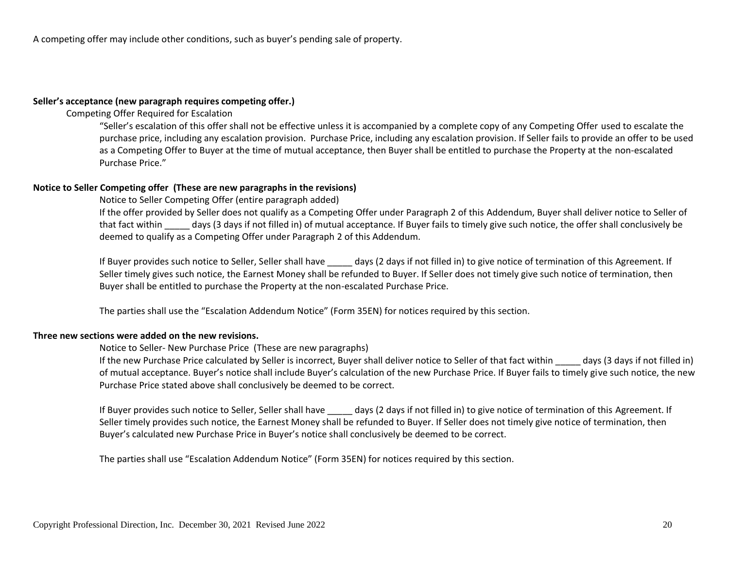A competing offer may include other conditions, such as buyer's pending sale of property.

**Seller's acceptance (new paragraph requires competing offer.)**

Competing Offer Required for Escalation

"Seller's escalation of this offer shall not be effective unless it is accompanied by a complete copy of any Competing Offer used to escalate the purchase price, including any escalation provision. Purchase Price, including any escalation provision. If Seller fails to provide an offer to be used as a Competing Offer to Buyer at the time of mutual acceptance, then Buyer shall be entitled to purchase the Property at the non-escalated Purchase Price."

**Notice to Seller Competing offer (These are new paragraphs in the revisions)**

Notice to Seller Competing Offer (entire paragraph added)

If the offer provided by Seller does not qualify as a Competing Offer under Paragraph 2 of this Addendum, Buyer shall deliver notice to Seller of that fact within _____ days (3 days if not filled in) of mutual acceptance. If Buyer fails to timely give such notice, the offer shall conclusively be deemed to qualify as a Competing Offer under Paragraph 2 of this Addendum.

If Buyer provides such notice to Seller, Seller shall have _____ days (2 days if not filled in) to give notice of termination of this Agreement. If Seller timely gives such notice, the Earnest Money shall be refunded to Buyer. If Seller does not timely give such notice of termination, then Buyer shall be entitled to purchase the Property at the non-escalated Purchase Price.

The parties shall use the "Escalation Addendum Notice" (Form 35EN) for notices required by this section.

**Three new sections were added on the new revisions.**

Notice to Seller- New Purchase Price (These are new paragraphs)

If the new Purchase Price calculated by Seller is incorrect, Buyer shall deliver notice to Seller of that fact within _____ days (3 days if not filled in) of mutual acceptance. Buyer's notice shall include Buyer's calculation of the new Purchase Price. If Buyer fails to timely give such notice, the new Purchase Price stated above shall conclusively be deemed to be correct.

If Buyer provides such notice to Seller, Seller shall have _____ days (2 days if not filled in) to give notice of termination of this Agreement. If Seller timely provides such notice, the Earnest Money shall be refunded to Buyer. If Seller does not timely give notice of termination, then Buyer's calculated new Purchase Price in Buyer's notice shall conclusively be deemed to be correct.

The parties shall use "Escalation Addendum Notice" (Form 35EN) for notices required by this section.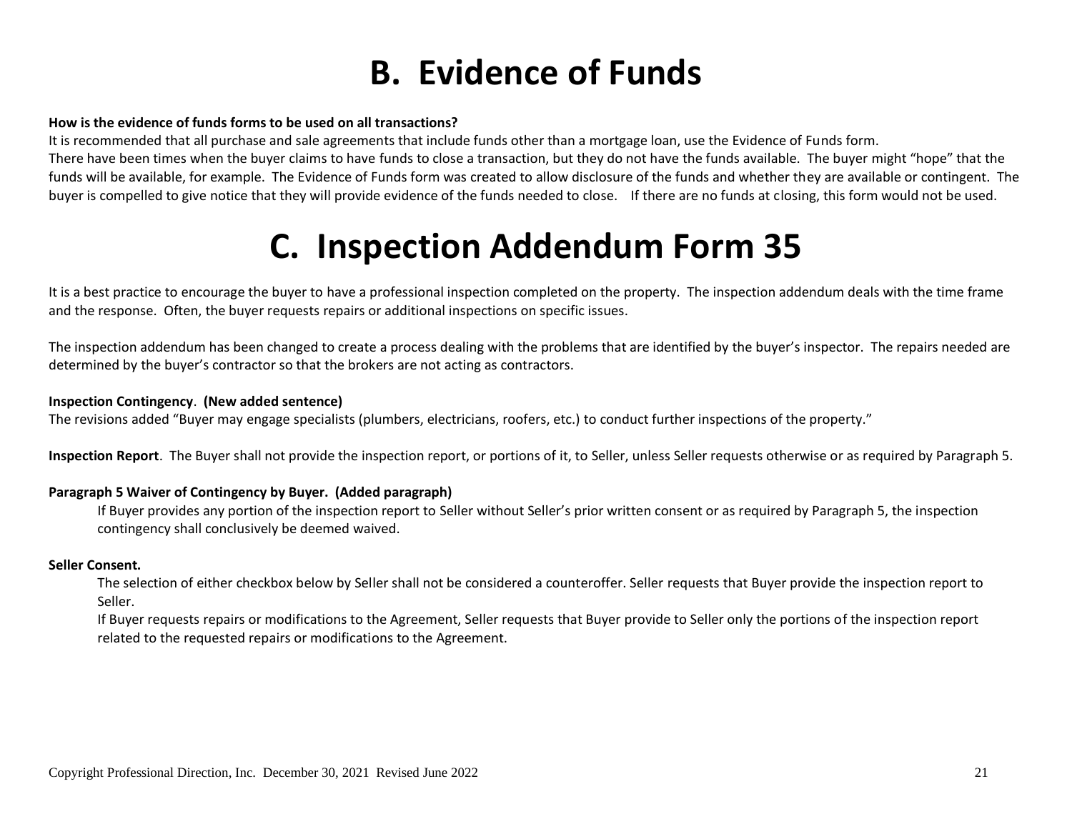# B. Evidence of Funds

**How is the evidence of funds forms to be used on all transactions?**

It is recommended that all purchase and sale agreements that include funds other than a mortgage loan, use the Evidence of Funds form.

There have been times when the buyer claims to have funds to close a transaction, but they do not have the funds available. The buyer might "hope" that the funds will be available, for example. The Evidence of Funds form was created to allow disclosure of the funds and whether they are available or contingent. The buyer is compelled to give notice that they will provide evidence of the funds needed to close. If there are no funds at closing, this form would not be used.

# C. Inspection Addendum Form 35

It is a best practice to encourage the buyer to have a professional inspection completed on the property. The inspection addendum deals with the time frame and the response. Often, the buyer requests repairs or additional inspections on specific issues.

The inspection addendum has been changed to create a process dealing with the problems that are identified by the buyer's inspector. The repairs needed are determined by the buyer's contractor so that the brokers are not acting as contractors.

**Inspection Contingency**. **(New added sentence)**

The revisions added "Buyer may engage specialists (plumbers, electricians, roofers, etc.) to conduct further inspections of the property."

**Inspection Report**. The Buyer shall not provide the inspection report, or portions of it, to Seller, unless Seller requests otherwise or as required by Paragraph 5.

**Paragraph 5 Waiver of Contingency by Buyer. (Added paragraph)**

If Buyer provides any portion of the inspection report to Seller without Seller's prior written consent or as required by Paragraph 5, the inspection contingency shall conclusively be deemed waived.

**Seller Consent.**

The selection of either checkbox below by Seller shall not be considered a counteroffer. Seller requests that Buyer provide the inspection report to Seller.

If Buyer requests repairs or modifications to the Agreement, Seller requests that Buyer provide to Seller only the portions of the inspection report related to the requested repairs or modifications to the Agreement.

Copyright Professional Direction, Inc. December 30, 2021 Revised June 2022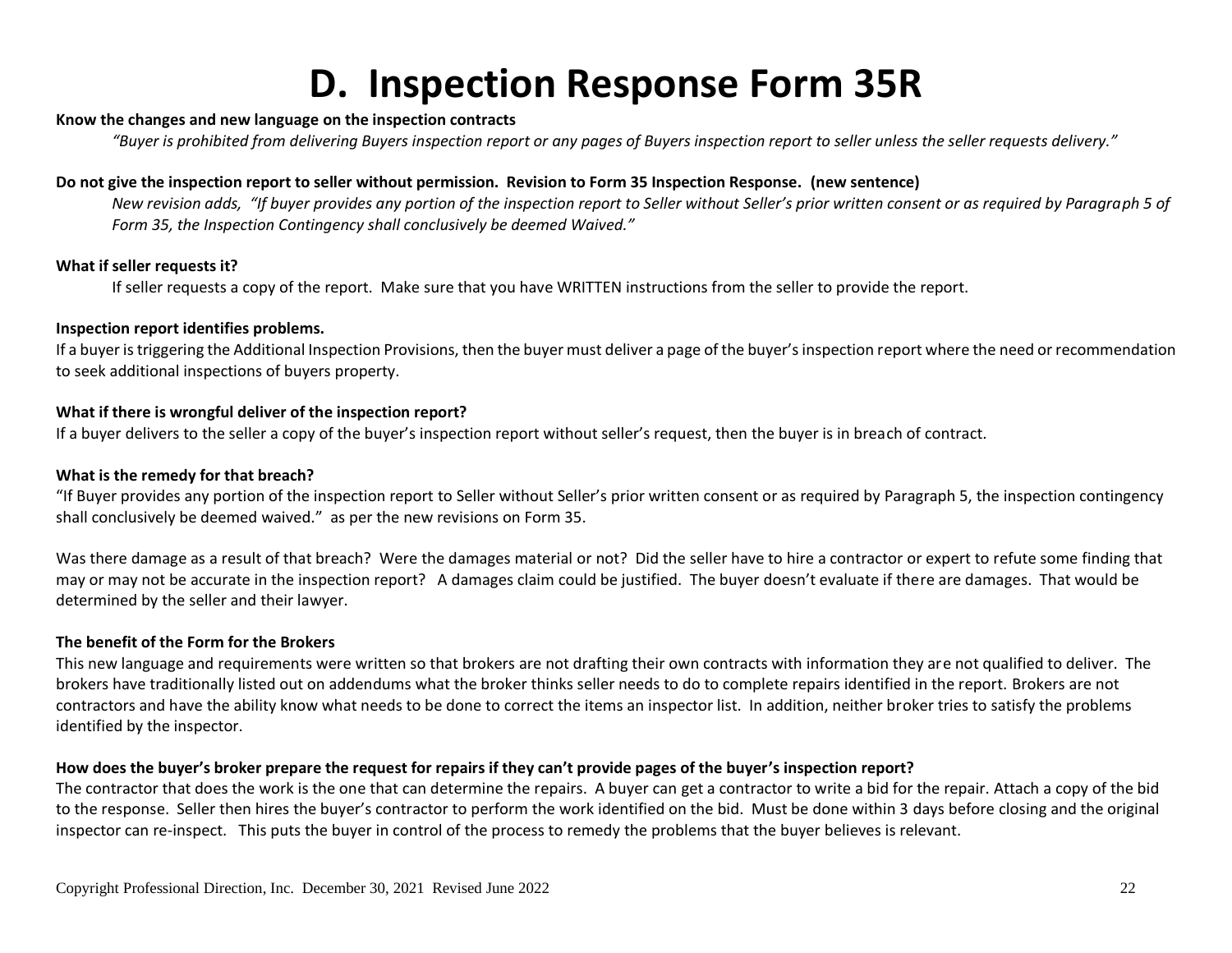# D. Inspection Response Form 35R

**Know the changes and new language on the inspection contracts**

*"Buyer is prohibited from delivering Buyers inspection report or any pages of Buyers inspection report to seller unless the seller requests delivery."*

**Do not give the inspection report to seller without permission. Revision to Form 35 Inspection Response. (new sentence)**

*New revision adds, "If buyer provides any portion of the inspection report to Seller without Seller's prior written consent or as required by Paragraph 5 of Form 35, the Inspection Contingency shall conclusively be deemed Waived."*

**What if seller requests it?**

If seller requests a copy of the report. Make sure that you have WRITTEN instructions from the seller to provide the report.

**Inspection report identifies problems.**

If a buyer is triggering the Additional Inspection Provisions, then the buyer must deliver a page of the buyer's inspection report where the need or recommendation to seek additional inspections of buyers property.

**What if there is wrongful deliver of the inspection report?**

If a buyer delivers to the seller a copy of the buyer's inspection report without seller's request, then the buyer is in breach of contract.

**What is the remedy for that breach?**

"If Buyer provides any portion of the inspection report to Seller without Seller's prior written consent or as required by Paragraph 5, the inspection contingency shall conclusively be deemed waived." as per the new revisions on Form 35.

Was there damage as a result of that breach? Were the damages material or not? Did the seller have to hire a contractor or expert to refute some finding that may or may not be accurate in the inspection report? A damages claim could be justified. The buyer doesn't evaluate if there are damages. That would be determined by the seller and their lawyer.

**The benefit of the Form for the Brokers**

This new language and requirements were written so that brokers are not drafting their own contracts with information they are not qualified to deliver. The brokers have traditionally listed out on addendums what the broker thinks seller needs to do to complete repairs identified in the report. Brokers are not contractors and have the ability know what needs to be done to correct the items an inspector list. In addition, neither broker tries to satisfy the problems identified by the inspector.

**How does the buyer's broker prepare the request for repairs if they can't provide pages of the buyer's inspection report?**

The contractor that does the work is the one that can determine the repairs. A buyer can get a contractor to write a bid for the repair. Attach a copy of the bid to the response. Seller then hires the buyer's contractor to perform the work identified on the bid. Must be done within 3 days before closing and the original inspector can re-inspect. This puts the buyer in control of the process to remedy the problems that the buyer believes is relevant.

Copyright Professional Direction, Inc. December 30, 2021 Revised June 2022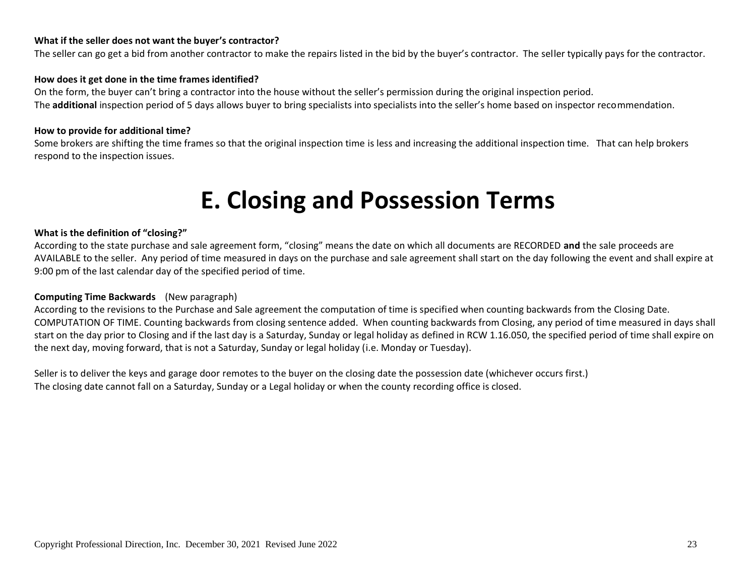**What if the seller does not want the buyer's contractor?**

The seller can go get a bid from another contractor to make the repairs listed in the bid by the buyer's contractor. The seller typically pays for the contractor.

**How does it get done in the time frames identified?**

On the form, the buyer can't bring a contractor into the house without the seller's permission during the original inspection period.
The **additional** inspection period of 5 days allows buyer to bring specialists into specialists into the seller's home based on inspector recommendation.

**How to provide for additional time?**

Some brokers are shifting the time frames so that the original inspection time is less and increasing the additional inspection time. That can help brokers respond to the inspection issues.

# E. Closing and Possession Terms

**What is the definition of "closing?"**

According to the state purchase and sale agreement form, "closing" means the date on which all documents are RECORDED **and** the sale proceeds are AVAILABLE to the seller. Any period of time measured in days on the purchase and sale agreement shall start on the day following the event and shall expire at 9:00 pm of the last calendar day of the specified period of time.

**Computing Time Backwards** (New paragraph)

According to the revisions to the Purchase and Sale agreement the computation of time is specified when counting backwards from the Closing Date. COMPUTATION OF TIME. Counting backwards from closing sentence added. When counting backwards from Closing, any period of time measured in days shall start on the day prior to Closing and if the last day is a Saturday, Sunday or legal holiday as defined in RCW 1.16.050, the specified period of time shall expire on the next day, moving forward, that is not a Saturday, Sunday or legal holiday (i.e. Monday or Tuesday).

Seller is to deliver the keys and garage door remotes to the buyer on the closing date the possession date (whichever occurs first.)
The closing date cannot fall on a Saturday, Sunday or a Legal holiday or when the county recording office is closed.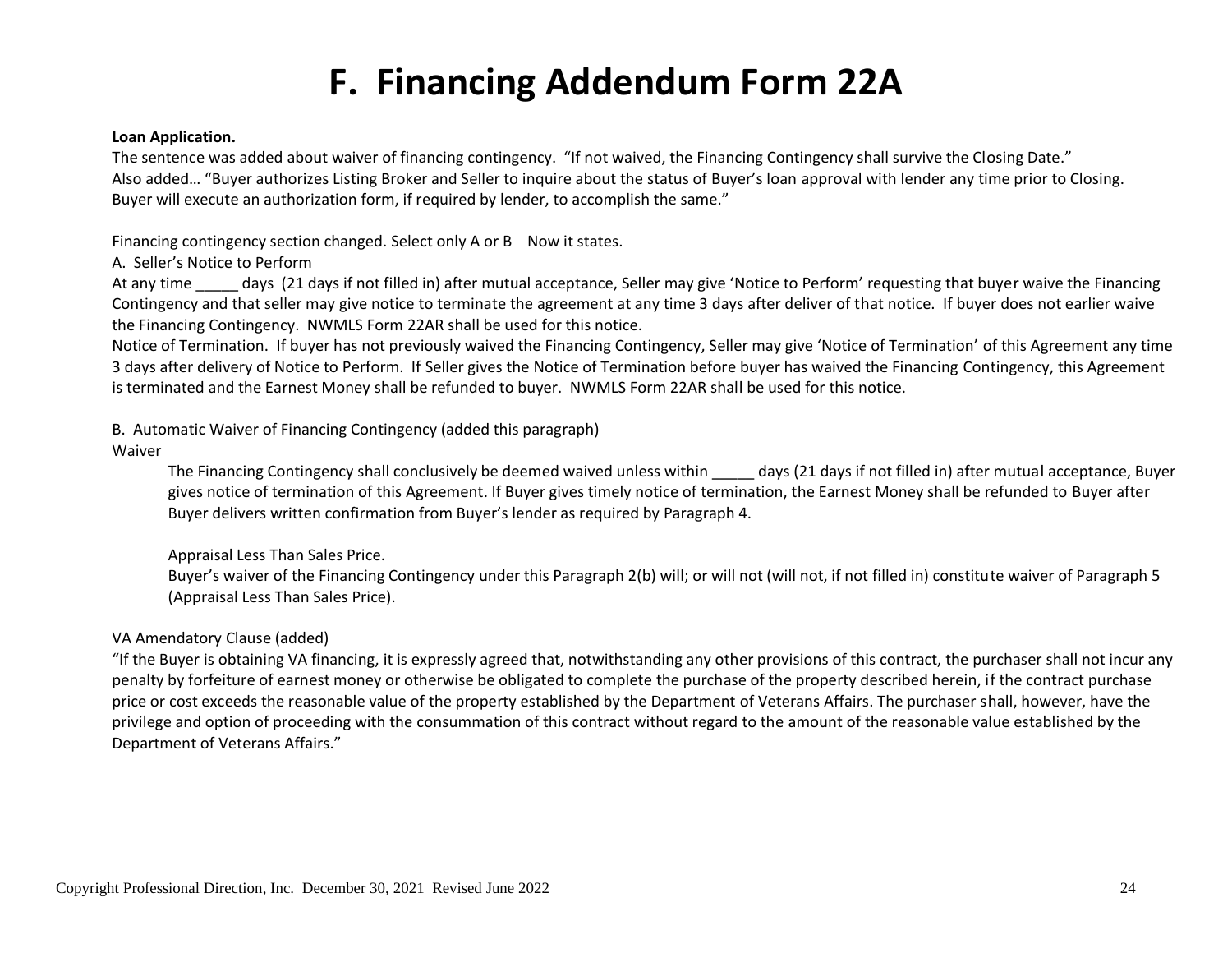# F. Financing Addendum Form 22A

**Loan Application.**

The sentence was added about waiver of financing contingency. "If not waived, the Financing Contingency shall survive the Closing Date."
Also added… "Buyer authorizes Listing Broker and Seller to inquire about the status of Buyer's loan approval with lender any time prior to Closing. Buyer will execute an authorization form, if required by lender, to accomplish the same."

Financing contingency section changed. Select only A or B Now it states.

A. Seller's Notice to Perform

At any time _____ days (21 days if not filled in) after mutual acceptance, Seller may give 'Notice to Perform' requesting that buyer waive the Financing Contingency and that seller may give notice to terminate the agreement at any time 3 days after deliver of that notice. If buyer does not earlier waive the Financing Contingency. NWMLS Form 22AR shall be used for this notice.

Notice of Termination. If buyer has not previously waived the Financing Contingency, Seller may give 'Notice of Termination' of this Agreement any time 3 days after delivery of Notice to Perform. If Seller gives the Notice of Termination before buyer has waived the Financing Contingency, this Agreement is terminated and the Earnest Money shall be refunded to buyer. NWMLS Form 22AR shall be used for this notice.

B. Automatic Waiver of Financing Contingency (added this paragraph)

Waiver

> The Financing Contingency shall conclusively be deemed waived unless within _____ days (21 days if not filled in) after mutual acceptance, Buyer gives notice of termination of this Agreement. If Buyer gives timely notice of termination, the Earnest Money shall be refunded to Buyer after Buyer delivers written confirmation from Buyer's lender as required by Paragraph 4.
>
> Appraisal Less Than Sales Price.
>
> Buyer's waiver of the Financing Contingency under this Paragraph 2(b) will; or will not (will not, if not filled in) constitute waiver of Paragraph 5 (Appraisal Less Than Sales Price).

VA Amendatory Clause (added)

"If the Buyer is obtaining VA financing, it is expressly agreed that, notwithstanding any other provisions of this contract, the purchaser shall not incur any penalty by forfeiture of earnest money or otherwise be obligated to complete the purchase of the property described herein, if the contract purchase price or cost exceeds the reasonable value of the property established by the Department of Veterans Affairs. The purchaser shall, however, have the privilege and option of proceeding with the consummation of this contract without regard to the amount of the reasonable value established by the Department of Veterans Affairs."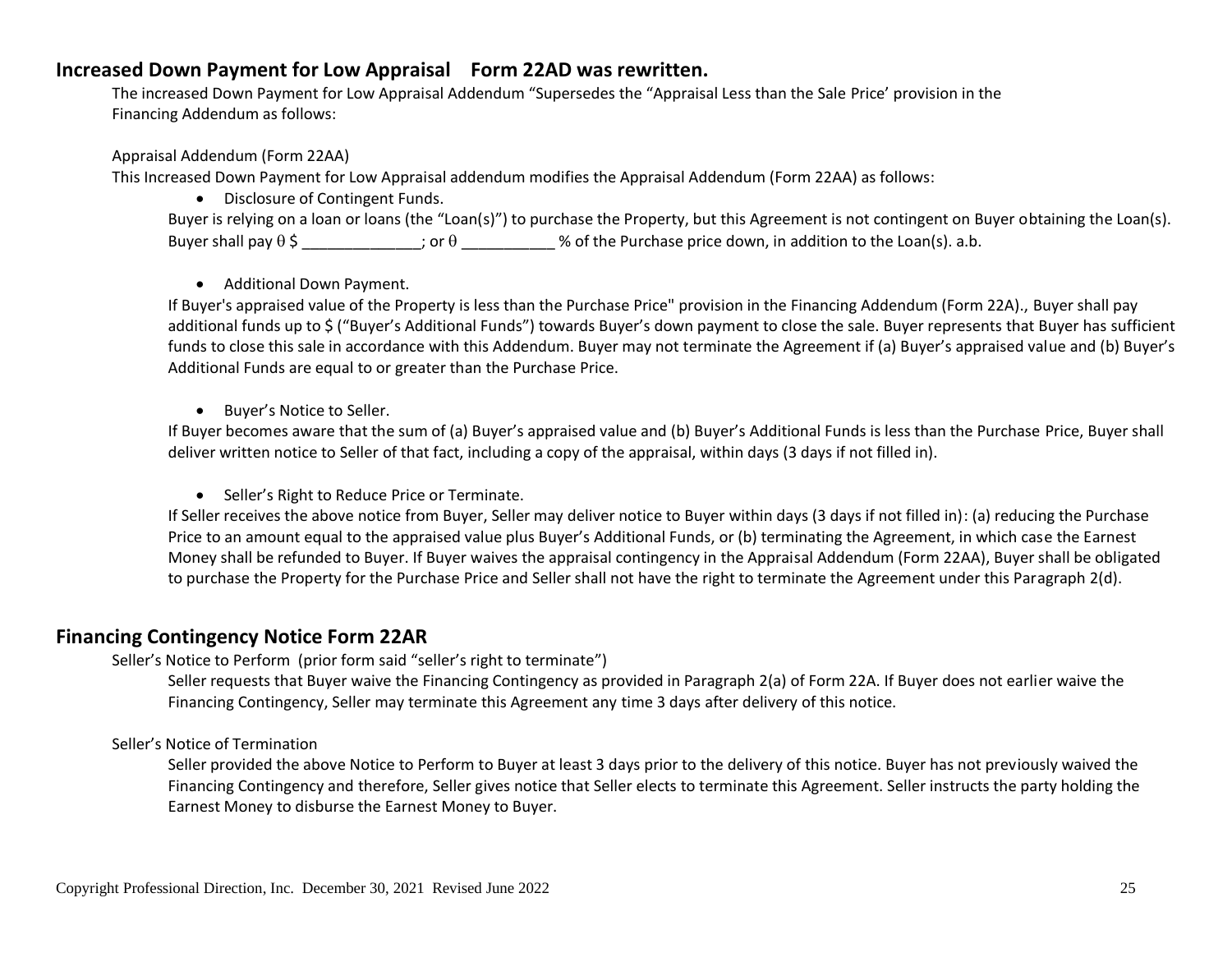## Increased Down Payment for Low Appraisal    Form 22AD was rewritten.

The increased Down Payment for Low Appraisal Addendum "Supersedes the "Appraisal Less than the Sale Price' provision in the Financing Addendum as follows:

Appraisal Addendum (Form 22AA)

This Increased Down Payment for Low Appraisal addendum modifies the Appraisal Addendum (Form 22AA) as follows:

- Disclosure of Contingent Funds.

Buyer is relying on a loan or loans (the "Loan(s)") to purchase the Property, but this Agreement is not contingent on Buyer obtaining the Loan(s). Buyer shall pay θ $ ______________; or θ ___________ % of the Purchase price down, in addition to the Loan(s). a.b.

- Additional Down Payment.

If Buyer's appraised value of the Property is less than the Purchase Price" provision in the Financing Addendum (Form 22A)., Buyer shall pay additional funds up to $ ("Buyer's Additional Funds") towards Buyer's down payment to close the sale. Buyer represents that Buyer has sufficient funds to close this sale in accordance with this Addendum. Buyer may not terminate the Agreement if (a) Buyer's appraised value and (b) Buyer's Additional Funds are equal to or greater than the Purchase Price.

- Buyer's Notice to Seller.

If Buyer becomes aware that the sum of (a) Buyer's appraised value and (b) Buyer's Additional Funds is less than the Purchase Price, Buyer shall deliver written notice to Seller of that fact, including a copy of the appraisal, within days (3 days if not filled in).

- Seller's Right to Reduce Price or Terminate.

If Seller receives the above notice from Buyer, Seller may deliver notice to Buyer within days (3 days if not filled in): (a) reducing the Purchase Price to an amount equal to the appraised value plus Buyer's Additional Funds, or (b) terminating the Agreement, in which case the Earnest Money shall be refunded to Buyer. If Buyer waives the appraisal contingency in the Appraisal Addendum (Form 22AA), Buyer shall be obligated to purchase the Property for the Purchase Price and Seller shall not have the right to terminate the Agreement under this Paragraph 2(d).

## Financing Contingency Notice Form 22AR

Seller's Notice to Perform  (prior form said "seller's right to terminate")

Seller requests that Buyer waive the Financing Contingency as provided in Paragraph 2(a) of Form 22A. If Buyer does not earlier waive the Financing Contingency, Seller may terminate this Agreement any time 3 days after delivery of this notice.

Seller's Notice of Termination

Seller provided the above Notice to Perform to Buyer at least 3 days prior to the delivery of this notice. Buyer has not previously waived the Financing Contingency and therefore, Seller gives notice that Seller elects to terminate this Agreement. Seller instructs the party holding the Earnest Money to disburse the Earnest Money to Buyer.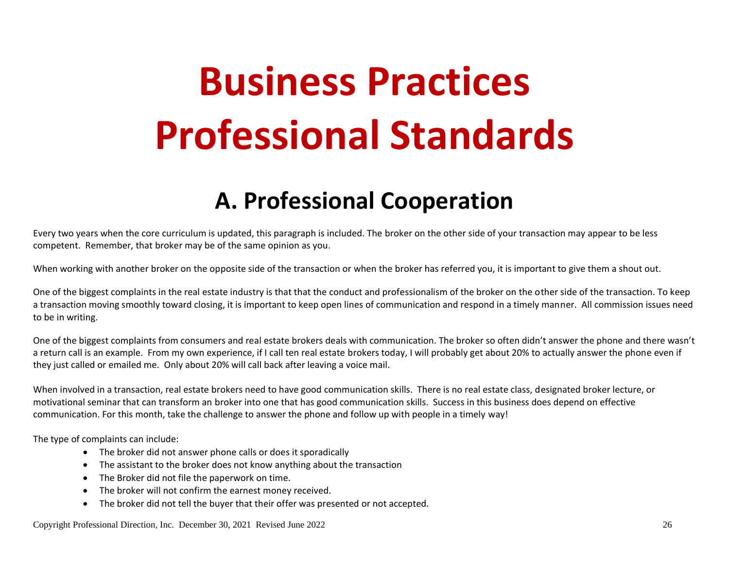# Business Practices Professional Standards

## A. Professional Cooperation

Every two years when the core curriculum is updated, this paragraph is included. The broker on the other side of your transaction may appear to be less competent. Remember, that broker may be of the same opinion as you.

When working with another broker on the opposite side of the transaction or when the broker has referred you, it is important to give them a shout out.

One of the biggest complaints in the real estate industry is that that the conduct and professionalism of the broker on the other side of the transaction. To keep a transaction moving smoothly toward closing, it is important to keep open lines of communication and respond in a timely manner. All commission issues need to be in writing.

One of the biggest complaints from consumers and real estate brokers deals with communication. The broker so often didn't answer the phone and there wasn't a return call is an example. From my own experience, if I call ten real estate brokers today, I will probably get about 20% to actually answer the phone even if they just called or emailed me. Only about 20% will call back after leaving a voice mail.

When involved in a transaction, real estate brokers need to have good communication skills. There is no real estate class, designated broker lecture, or motivational seminar that can transform an broker into one that has good communication skills. Success in this business does depend on effective communication. For this month, take the challenge to answer the phone and follow up with people in a timely way!

The type of complaints can include:

- The broker did not answer phone calls or does it sporadically
- The assistant to the broker does not know anything about the transaction
- The Broker did not file the paperwork on time.
- The broker will not confirm the earnest money received.
- The broker did not tell the buyer that their offer was presented or not accepted.

Copyright Professional Direction, Inc. December 30, 2021 Revised June 2022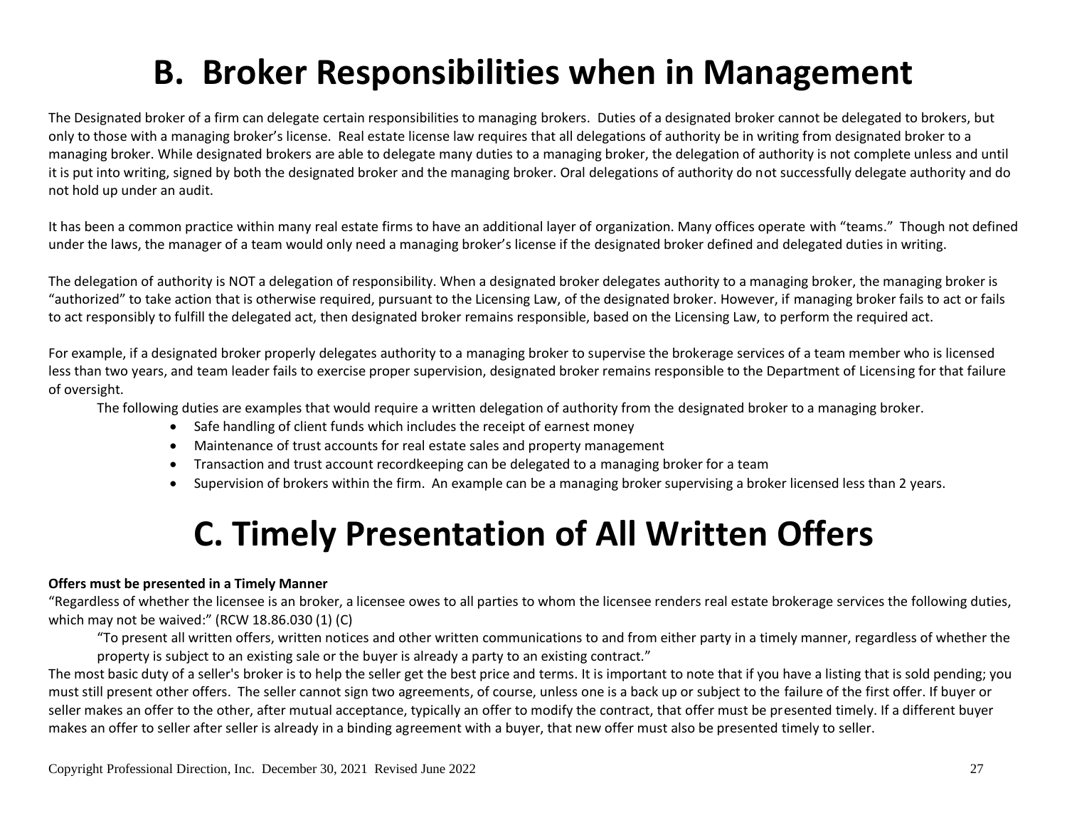# B. Broker Responsibilities when in Management

The Designated broker of a firm can delegate certain responsibilities to managing brokers. Duties of a designated broker cannot be delegated to brokers, but only to those with a managing broker's license. Real estate license law requires that all delegations of authority be in writing from designated broker to a managing broker. While designated brokers are able to delegate many duties to a managing broker, the delegation of authority is not complete unless and until it is put into writing, signed by both the designated broker and the managing broker. Oral delegations of authority do not successfully delegate authority and do not hold up under an audit.

It has been a common practice within many real estate firms to have an additional layer of organization. Many offices operate with "teams." Though not defined under the laws, the manager of a team would only need a managing broker's license if the designated broker defined and delegated duties in writing.

The delegation of authority is NOT a delegation of responsibility. When a designated broker delegates authority to a managing broker, the managing broker is "authorized" to take action that is otherwise required, pursuant to the Licensing Law, of the designated broker. However, if managing broker fails to act or fails to act responsibly to fulfill the delegated act, then designated broker remains responsible, based on the Licensing Law, to perform the required act.

For example, if a designated broker properly delegates authority to a managing broker to supervise the brokerage services of a team member who is licensed less than two years, and team leader fails to exercise proper supervision, designated broker remains responsible to the Department of Licensing for that failure of oversight.

The following duties are examples that would require a written delegation of authority from the designated broker to a managing broker.

- Safe handling of client funds which includes the receipt of earnest money
- Maintenance of trust accounts for real estate sales and property management
- Transaction and trust account recordkeeping can be delegated to a managing broker for a team
- Supervision of brokers within the firm. An example can be a managing broker supervising a broker licensed less than 2 years.

# C. Timely Presentation of All Written Offers

**Offers must be presented in a Timely Manner**

"Regardless of whether the licensee is an broker, a licensee owes to all parties to whom the licensee renders real estate brokerage services the following duties, which may not be waived:" (RCW 18.86.030 (1) (C)

> "To present all written offers, written notices and other written communications to and from either party in a timely manner, regardless of whether the property is subject to an existing sale or the buyer is already a party to an existing contract."

The most basic duty of a seller's broker is to help the seller get the best price and terms. It is important to note that if you have a listing that is sold pending; you must still present other offers. The seller cannot sign two agreements, of course, unless one is a back up or subject to the failure of the first offer. If buyer or seller makes an offer to the other, after mutual acceptance, typically an offer to modify the contract, that offer must be presented timely. If a different buyer makes an offer to seller after seller is already in a binding agreement with a buyer, that new offer must also be presented timely to seller.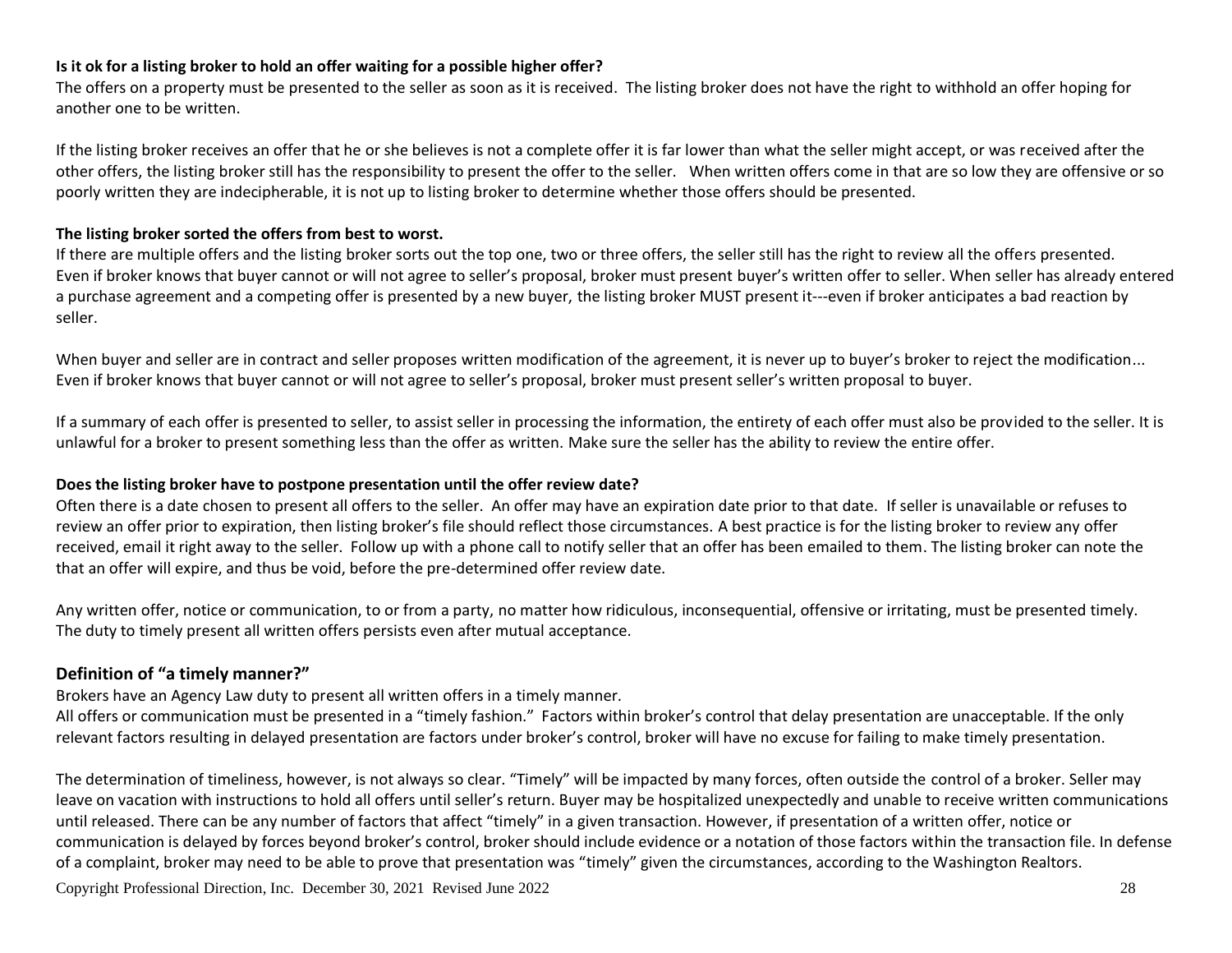**Is it ok for a listing broker to hold an offer waiting for a possible higher offer?**

The offers on a property must be presented to the seller as soon as it is received. The listing broker does not have the right to withhold an offer hoping for another one to be written.

If the listing broker receives an offer that he or she believes is not a complete offer it is far lower than what the seller might accept, or was received after the other offers, the listing broker still has the responsibility to present the offer to the seller. When written offers come in that are so low they are offensive or so poorly written they are indecipherable, it is not up to listing broker to determine whether those offers should be presented.

**The listing broker sorted the offers from best to worst.**

If there are multiple offers and the listing broker sorts out the top one, two or three offers, the seller still has the right to review all the offers presented. Even if broker knows that buyer cannot or will not agree to seller's proposal, broker must present buyer's written offer to seller. When seller has already entered a purchase agreement and a competing offer is presented by a new buyer, the listing broker MUST present it---even if broker anticipates a bad reaction by seller.

When buyer and seller are in contract and seller proposes written modification of the agreement, it is never up to buyer's broker to reject the modification... Even if broker knows that buyer cannot or will not agree to seller's proposal, broker must present seller's written proposal to buyer.

If a summary of each offer is presented to seller, to assist seller in processing the information, the entirety of each offer must also be provided to the seller. It is unlawful for a broker to present something less than the offer as written. Make sure the seller has the ability to review the entire offer.

**Does the listing broker have to postpone presentation until the offer review date?**

Often there is a date chosen to present all offers to the seller. An offer may have an expiration date prior to that date. If seller is unavailable or refuses to review an offer prior to expiration, then listing broker's file should reflect those circumstances. A best practice is for the listing broker to review any offer received, email it right away to the seller. Follow up with a phone call to notify seller that an offer has been emailed to them. The listing broker can note the that an offer will expire, and thus be void, before the pre-determined offer review date.

Any written offer, notice or communication, to or from a party, no matter how ridiculous, inconsequential, offensive or irritating, must be presented timely. The duty to timely present all written offers persists even after mutual acceptance.

## Definition of "a timely manner?"

Brokers have an Agency Law duty to present all written offers in a timely manner.
All offers or communication must be presented in a "timely fashion." Factors within broker's control that delay presentation are unacceptable. If the only relevant factors resulting in delayed presentation are factors under broker's control, broker will have no excuse for failing to make timely presentation.

The determination of timeliness, however, is not always so clear. "Timely" will be impacted by many forces, often outside the control of a broker. Seller may leave on vacation with instructions to hold all offers until seller's return. Buyer may be hospitalized unexpectedly and unable to receive written communications until released. There can be any number of factors that affect "timely" in a given transaction. However, if presentation of a written offer, notice or communication is delayed by forces beyond broker's control, broker should include evidence or a notation of those factors within the transaction file. In defense of a complaint, broker may need to be able to prove that presentation was "timely" given the circumstances, according to the Washington Realtors.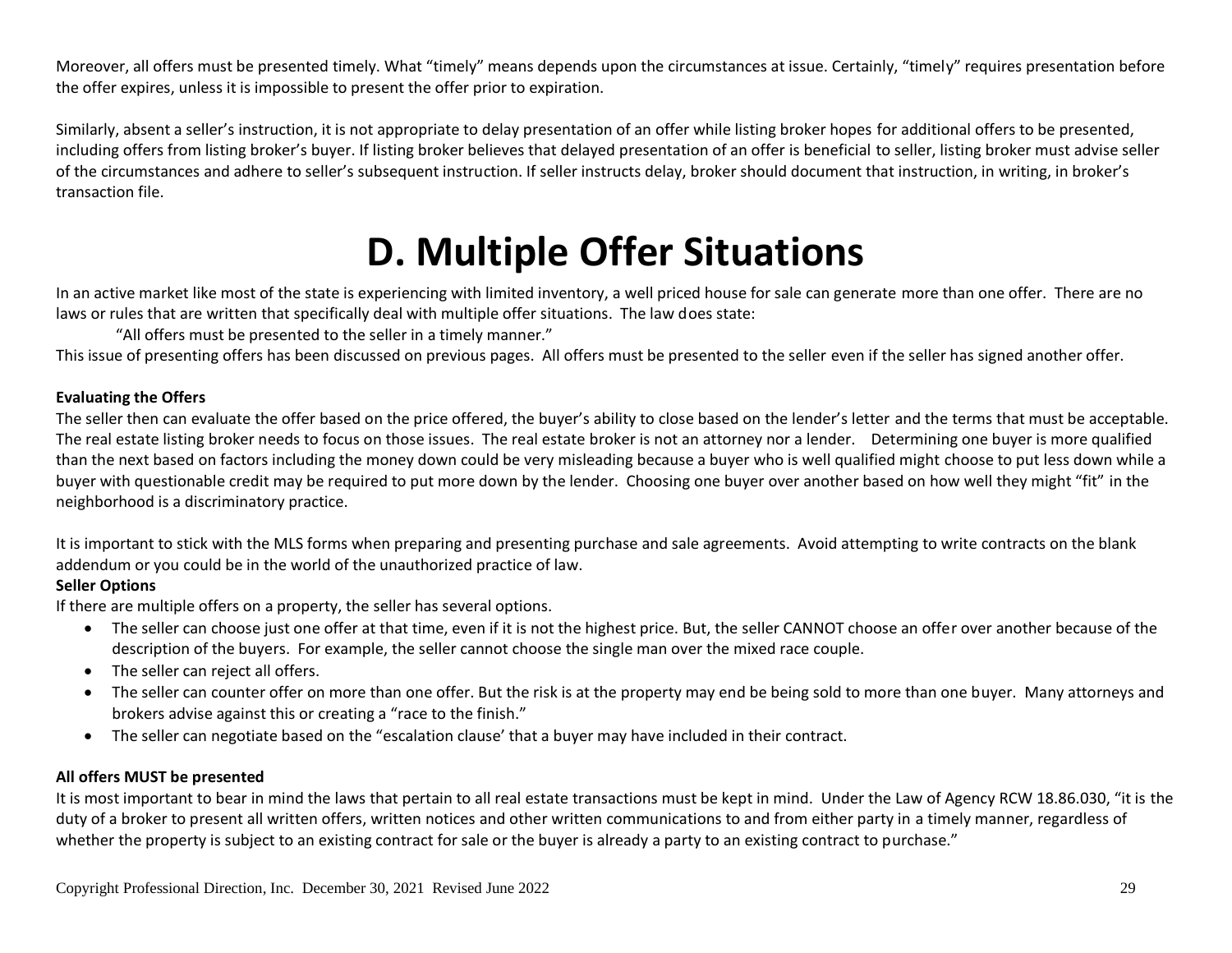Moreover, all offers must be presented timely. What "timely" means depends upon the circumstances at issue. Certainly, "timely" requires presentation before the offer expires, unless it is impossible to present the offer prior to expiration.

Similarly, absent a seller's instruction, it is not appropriate to delay presentation of an offer while listing broker hopes for additional offers to be presented, including offers from listing broker's buyer. If listing broker believes that delayed presentation of an offer is beneficial to seller, listing broker must advise seller of the circumstances and adhere to seller's subsequent instruction. If seller instructs delay, broker should document that instruction, in writing, in broker's transaction file.

# D. Multiple Offer Situations

In an active market like most of the state is experiencing with limited inventory, a well priced house for sale can generate more than one offer. There are no laws or rules that are written that specifically deal with multiple offer situations. The law does state:

> "All offers must be presented to the seller in a timely manner."

This issue of presenting offers has been discussed on previous pages. All offers must be presented to the seller even if the seller has signed another offer.

**Evaluating the Offers**

The seller then can evaluate the offer based on the price offered, the buyer's ability to close based on the lender's letter and the terms that must be acceptable. The real estate listing broker needs to focus on those issues. The real estate broker is not an attorney nor a lender. Determining one buyer is more qualified than the next based on factors including the money down could be very misleading because a buyer who is well qualified might choose to put less down while a buyer with questionable credit may be required to put more down by the lender. Choosing one buyer over another based on how well they might "fit" in the neighborhood is a discriminatory practice.

It is important to stick with the MLS forms when preparing and presenting purchase and sale agreements. Avoid attempting to write contracts on the blank addendum or you could be in the world of the unauthorized practice of law.

**Seller Options**

If there are multiple offers on a property, the seller has several options.

- The seller can choose just one offer at that time, even if it is not the highest price. But, the seller CANNOT choose an offer over another because of the description of the buyers. For example, the seller cannot choose the single man over the mixed race couple.
- The seller can reject all offers.
- The seller can counter offer on more than one offer. But the risk is at the property may end be being sold to more than one buyer. Many attorneys and brokers advise against this or creating a "race to the finish."
- The seller can negotiate based on the "escalation clause' that a buyer may have included in their contract.

**All offers MUST be presented**

It is most important to bear in mind the laws that pertain to all real estate transactions must be kept in mind. Under the Law of Agency RCW 18.86.030, "it is the duty of a broker to present all written offers, written notices and other written communications to and from either party in a timely manner, regardless of whether the property is subject to an existing contract for sale or the buyer is already a party to an existing contract to purchase."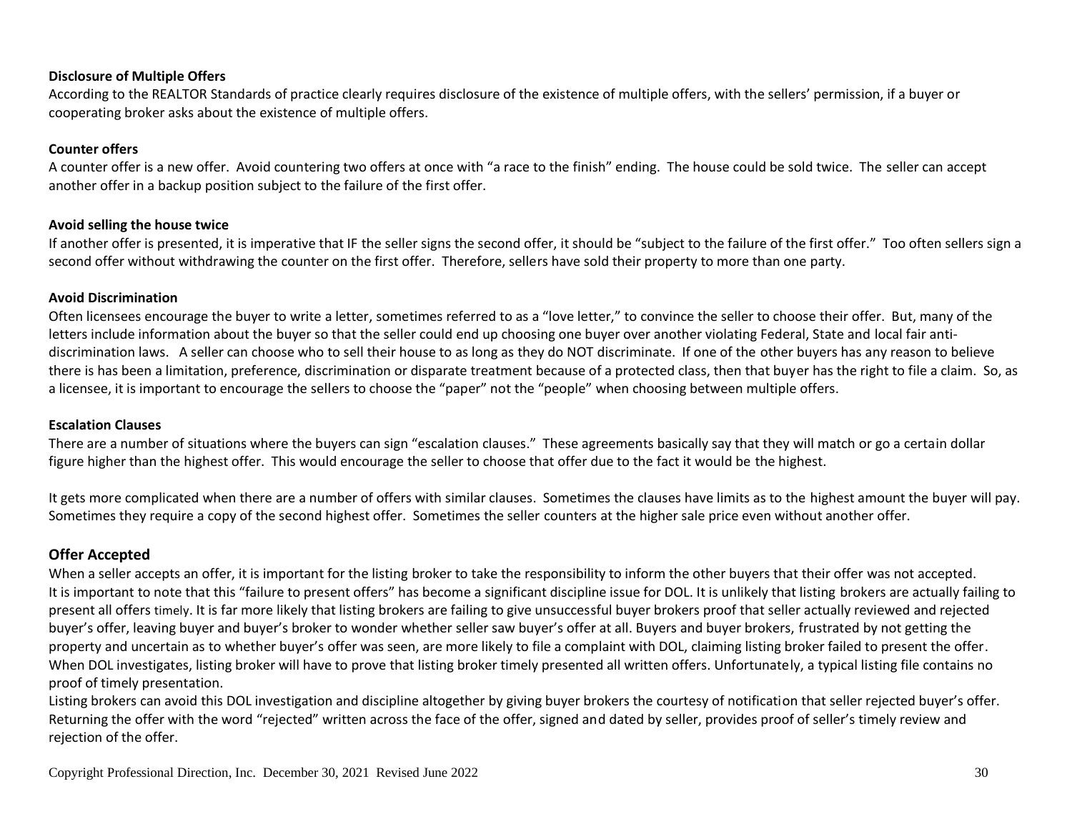**Disclosure of Multiple Offers**

According to the REALTOR Standards of practice clearly requires disclosure of the existence of multiple offers, with the sellers' permission, if a buyer or cooperating broker asks about the existence of multiple offers.

**Counter offers**

A counter offer is a new offer. Avoid countering two offers at once with "a race to the finish" ending. The house could be sold twice. The seller can accept another offer in a backup position subject to the failure of the first offer.

**Avoid selling the house twice**

If another offer is presented, it is imperative that IF the seller signs the second offer, it should be "subject to the failure of the first offer." Too often sellers sign a second offer without withdrawing the counter on the first offer. Therefore, sellers have sold their property to more than one party.

**Avoid Discrimination**

Often licensees encourage the buyer to write a letter, sometimes referred to as a "love letter," to convince the seller to choose their offer. But, many of the letters include information about the buyer so that the seller could end up choosing one buyer over another violating Federal, State and local fair anti-discrimination laws. A seller can choose who to sell their house to as long as they do NOT discriminate. If one of the other buyers has any reason to believe there is has been a limitation, preference, discrimination or disparate treatment because of a protected class, then that buyer has the right to file a claim. So, as a licensee, it is important to encourage the sellers to choose the "paper" not the "people" when choosing between multiple offers.

**Escalation Clauses**

There are a number of situations where the buyers can sign "escalation clauses." These agreements basically say that they will match or go a certain dollar figure higher than the highest offer. This would encourage the seller to choose that offer due to the fact it would be the highest.

It gets more complicated when there are a number of offers with similar clauses. Sometimes the clauses have limits as to the highest amount the buyer will pay. Sometimes they require a copy of the second highest offer. Sometimes the seller counters at the higher sale price even without another offer.

## Offer Accepted

When a seller accepts an offer, it is important for the listing broker to take the responsibility to inform the other buyers that their offer was not accepted. It is important to note that this "failure to present offers" has become a significant discipline issue for DOL. It is unlikely that listing brokers are actually failing to present all offers timely. It is far more likely that listing brokers are failing to give unsuccessful buyer brokers proof that seller actually reviewed and rejected buyer's offer, leaving buyer and buyer's broker to wonder whether seller saw buyer's offer at all. Buyers and buyer brokers, frustrated by not getting the property and uncertain as to whether buyer's offer was seen, are more likely to file a complaint with DOL, claiming listing broker failed to present the offer. When DOL investigates, listing broker will have to prove that listing broker timely presented all written offers. Unfortunately, a typical listing file contains no proof of timely presentation.

Listing brokers can avoid this DOL investigation and discipline altogether by giving buyer brokers the courtesy of notification that seller rejected buyer's offer. Returning the offer with the word "rejected" written across the face of the offer, signed and dated by seller, provides proof of seller's timely review and rejection of the offer.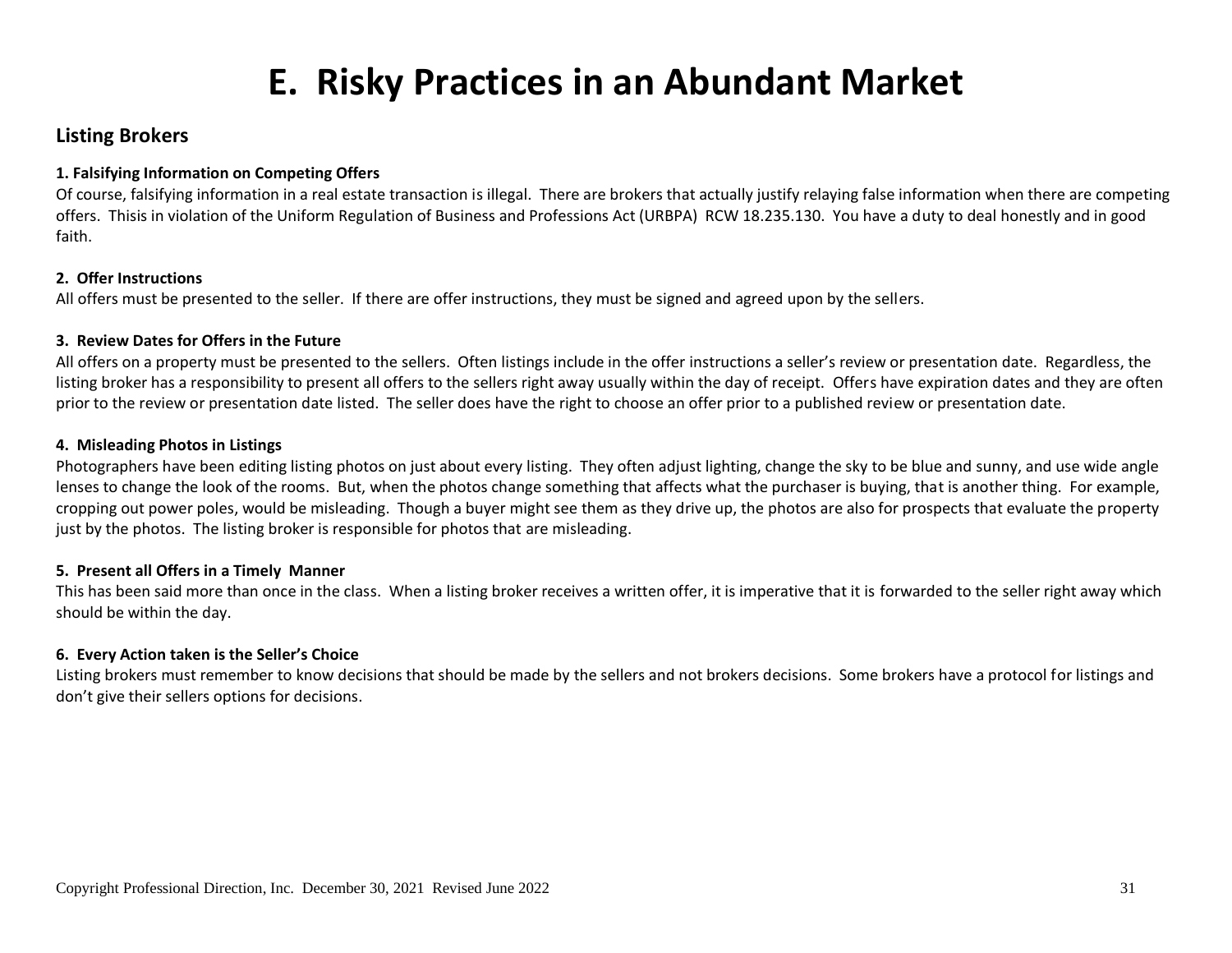# E. Risky Practices in an Abundant Market

## Listing Brokers

**1. Falsifying Information on Competing Offers**

Of course, falsifying information in a real estate transaction is illegal. There are brokers that actually justify relaying false information when there are competing offers. Thisis in violation of the Uniform Regulation of Business and Professions Act (URBPA) RCW 18.235.130. You have a duty to deal honestly and in good faith.

**2. Offer Instructions**

All offers must be presented to the seller. If there are offer instructions, they must be signed and agreed upon by the sellers.

**3. Review Dates for Offers in the Future**

All offers on a property must be presented to the sellers. Often listings include in the offer instructions a seller's review or presentation date. Regardless, the listing broker has a responsibility to present all offers to the sellers right away usually within the day of receipt. Offers have expiration dates and they are often prior to the review or presentation date listed. The seller does have the right to choose an offer prior to a published review or presentation date.

**4. Misleading Photos in Listings**

Photographers have been editing listing photos on just about every listing. They often adjust lighting, change the sky to be blue and sunny, and use wide angle lenses to change the look of the rooms. But, when the photos change something that affects what the purchaser is buying, that is another thing. For example, cropping out power poles, would be misleading. Though a buyer might see them as they drive up, the photos are also for prospects that evaluate the property just by the photos. The listing broker is responsible for photos that are misleading.

**5. Present all Offers in a Timely Manner**

This has been said more than once in the class. When a listing broker receives a written offer, it is imperative that it is forwarded to the seller right away which should be within the day.

**6. Every Action taken is the Seller's Choice**

Listing brokers must remember to know decisions that should be made by the sellers and not brokers decisions. Some brokers have a protocol for listings and don't give their sellers options for decisions.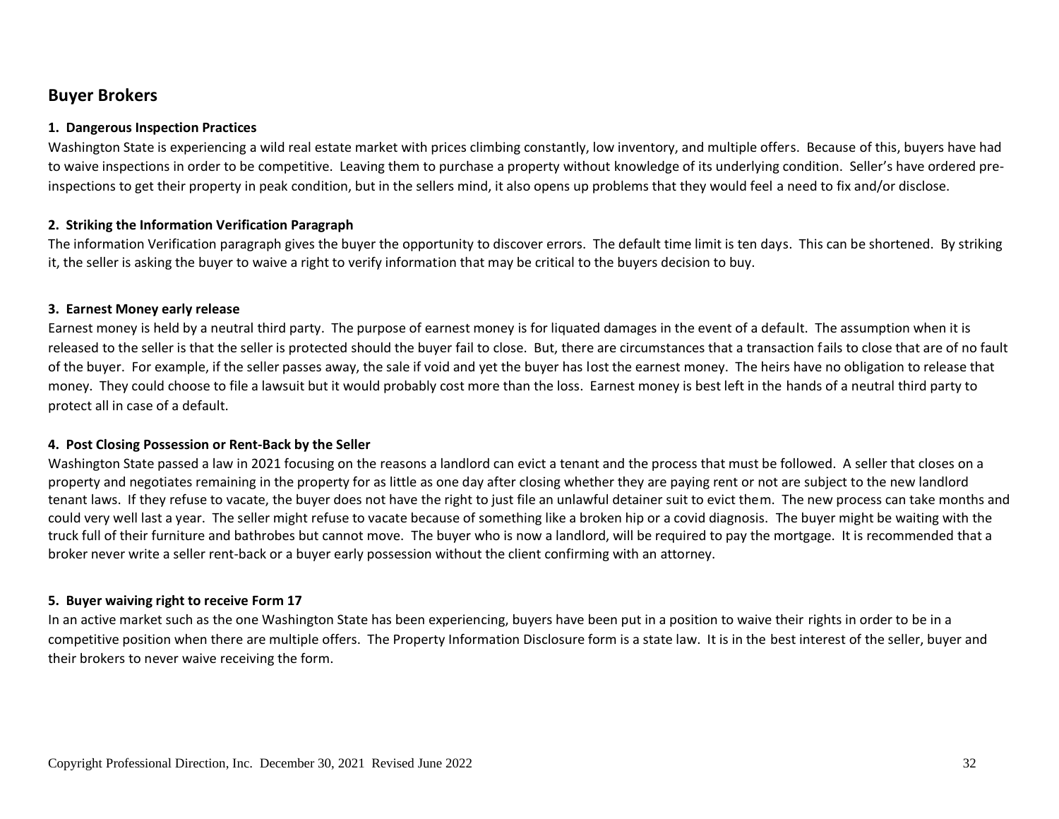## Buyer Brokers

### 1. Dangerous Inspection Practices

Washington State is experiencing a wild real estate market with prices climbing constantly, low inventory, and multiple offers. Because of this, buyers have had to waive inspections in order to be competitive. Leaving them to purchase a property without knowledge of its underlying condition. Seller's have ordered pre-inspections to get their property in peak condition, but in the sellers mind, it also opens up problems that they would feel a need to fix and/or disclose.

### 2. Striking the Information Verification Paragraph

The information Verification paragraph gives the buyer the opportunity to discover errors. The default time limit is ten days. This can be shortened. By striking it, the seller is asking the buyer to waive a right to verify information that may be critical to the buyers decision to buy.

### 3. Earnest Money early release

Earnest money is held by a neutral third party. The purpose of earnest money is for liquated damages in the event of a default. The assumption when it is released to the seller is that the seller is protected should the buyer fail to close. But, there are circumstances that a transaction fails to close that are of no fault of the buyer. For example, if the seller passes away, the sale if void and yet the buyer has lost the earnest money. The heirs have no obligation to release that money. They could choose to file a lawsuit but it would probably cost more than the loss. Earnest money is best left in the hands of a neutral third party to protect all in case of a default.

### 4. Post Closing Possession or Rent-Back by the Seller

Washington State passed a law in 2021 focusing on the reasons a landlord can evict a tenant and the process that must be followed. A seller that closes on a property and negotiates remaining in the property for as little as one day after closing whether they are paying rent or not are subject to the new landlord tenant laws. If they refuse to vacate, the buyer does not have the right to just file an unlawful detainer suit to evict them. The new process can take months and could very well last a year. The seller might refuse to vacate because of something like a broken hip or a covid diagnosis. The buyer might be waiting with the truck full of their furniture and bathrobes but cannot move. The buyer who is now a landlord, will be required to pay the mortgage. It is recommended that a broker never write a seller rent-back or a buyer early possession without the client confirming with an attorney.

### 5. Buyer waiving right to receive Form 17

In an active market such as the one Washington State has been experiencing, buyers have been put in a position to waive their rights in order to be in a competitive position when there are multiple offers. The Property Information Disclosure form is a state law. It is in the best interest of the seller, buyer and their brokers to never waive receiving the form.

Copyright Professional Direction, Inc. December 30, 2021 Revised June 2022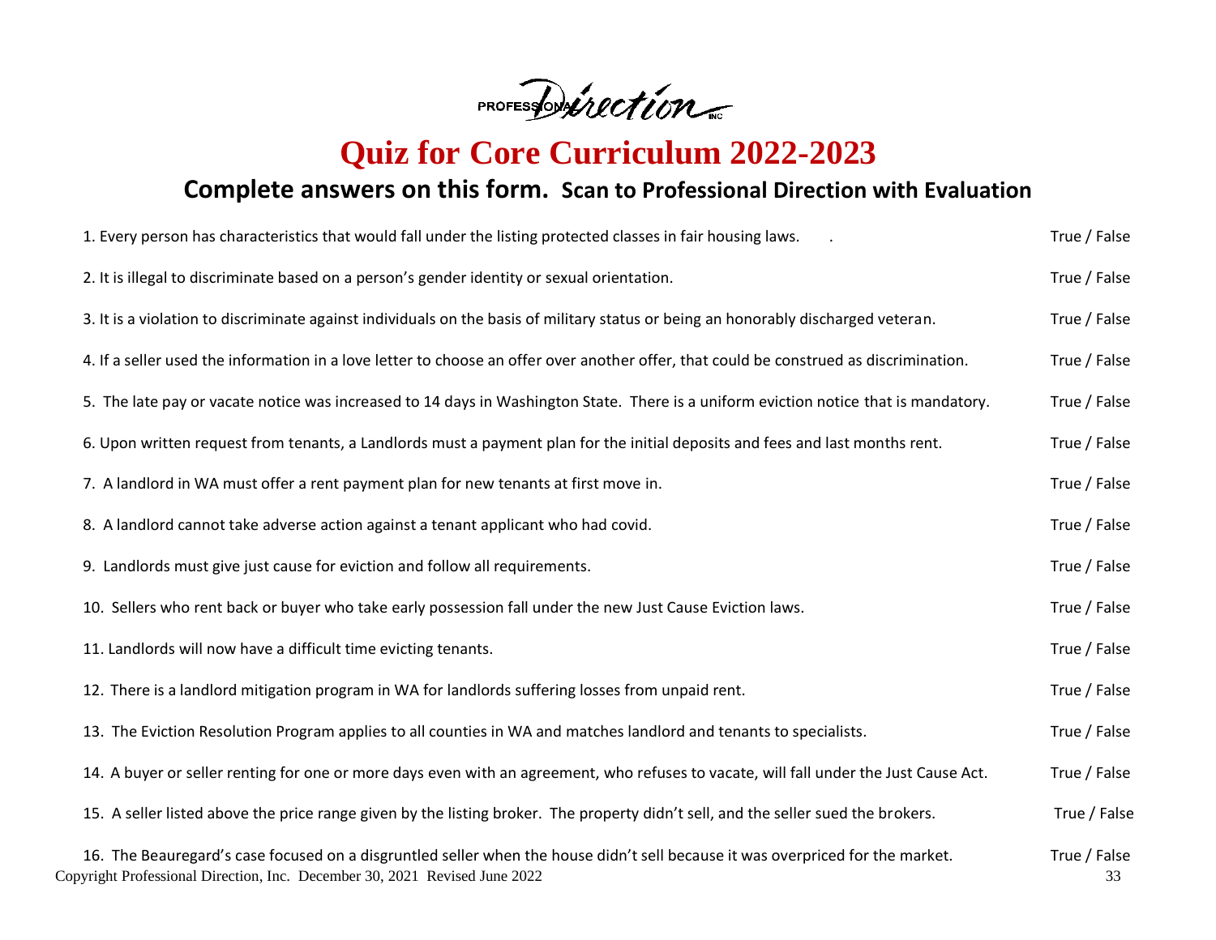PROFESSIONAL Direction INC

# Quiz for Core Curriculum 2022-2023

## Complete answers on this form. Scan to Professional Direction with Evaluation

| Question | Answer |
|---|---|
| 1. Every person has characteristics that would fall under the listing protected classes in fair housing laws. . | True / False |
| 2. It is illegal to discriminate based on a person's gender identity or sexual orientation. | True / False |
| 3. It is a violation to discriminate against individuals on the basis of military status or being an honorably discharged veteran. | True / False |
| 4. If a seller used the information in a love letter to choose an offer over another offer, that could be construed as discrimination. | True / False |
| 5. The late pay or vacate notice was increased to 14 days in Washington State. There is a uniform eviction notice that is mandatory. | True / False |
| 6. Upon written request from tenants, a Landlords must a payment plan for the initial deposits and fees and last months rent. | True / False |
| 7. A landlord in WA must offer a rent payment plan for new tenants at first move in. | True / False |
| 8. A landlord cannot take adverse action against a tenant applicant who had covid. | True / False |
| 9. Landlords must give just cause for eviction and follow all requirements. | True / False |
| 10. Sellers who rent back or buyer who take early possession fall under the new Just Cause Eviction laws. | True / False |
| 11. Landlords will now have a difficult time evicting tenants. | True / False |
| 12. There is a landlord mitigation program in WA for landlords suffering losses from unpaid rent. | True / False |
| 13. The Eviction Resolution Program applies to all counties in WA and matches landlord and tenants to specialists. | True / False |
| 14. A buyer or seller renting for one or more days even with an agreement, who refuses to vacate, will fall under the Just Cause Act. | True / False |
| 15. A seller listed above the price range given by the listing broker. The property didn't sell, and the seller sued the brokers. | True / False |
| 16. The Beauregard's case focused on a disgruntled seller when the house didn't sell because it was overpriced for the market. | True / False |

Copyright Professional Direction, Inc. December 30, 2021 Revised June 2022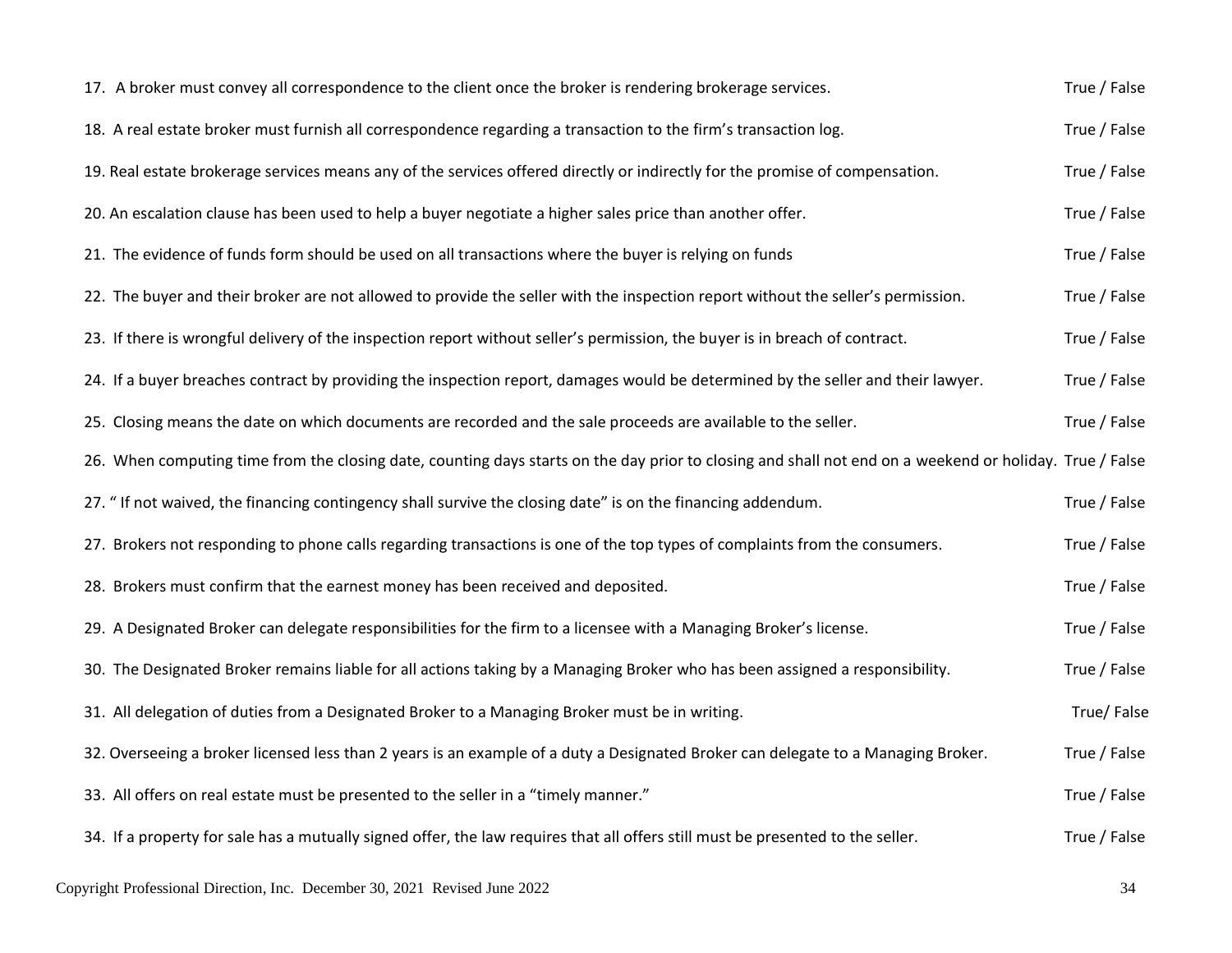17. A broker must convey all correspondence to the client once the broker is rendering brokerage services. True / False

18. A real estate broker must furnish all correspondence regarding a transaction to the firm's transaction log. True / False

19. Real estate brokerage services means any of the services offered directly or indirectly for the promise of compensation. True / False

20. An escalation clause has been used to help a buyer negotiate a higher sales price than another offer. True / False

21. The evidence of funds form should be used on all transactions where the buyer is relying on funds True / False

22. The buyer and their broker are not allowed to provide the seller with the inspection report without the seller's permission. True / False

23. If there is wrongful delivery of the inspection report without seller's permission, the buyer is in breach of contract. True / False

24. If a buyer breaches contract by providing the inspection report, damages would be determined by the seller and their lawyer. True / False

25. Closing means the date on which documents are recorded and the sale proceeds are available to the seller. True / False

26. When computing time from the closing date, counting days starts on the day prior to closing and shall not end on a weekend or holiday. True / False

27. " If not waived, the financing contingency shall survive the closing date" is on the financing addendum. True / False

27. Brokers not responding to phone calls regarding transactions is one of the top types of complaints from the consumers. True / False

28. Brokers must confirm that the earnest money has been received and deposited. True / False

29. A Designated Broker can delegate responsibilities for the firm to a licensee with a Managing Broker's license. True / False

30. The Designated Broker remains liable for all actions taking by a Managing Broker who has been assigned a responsibility. True / False

31. All delegation of duties from a Designated Broker to a Managing Broker must be in writing. True/ False

32. Overseeing a broker licensed less than 2 years is an example of a duty a Designated Broker can delegate to a Managing Broker. True / False

33. All offers on real estate must be presented to the seller in a "timely manner." True / False

34. If a property for sale has a mutually signed offer, the law requires that all offers still must be presented to the seller. True / False

Copyright Professional Direction, Inc. December 30, 2021 Revised June 2022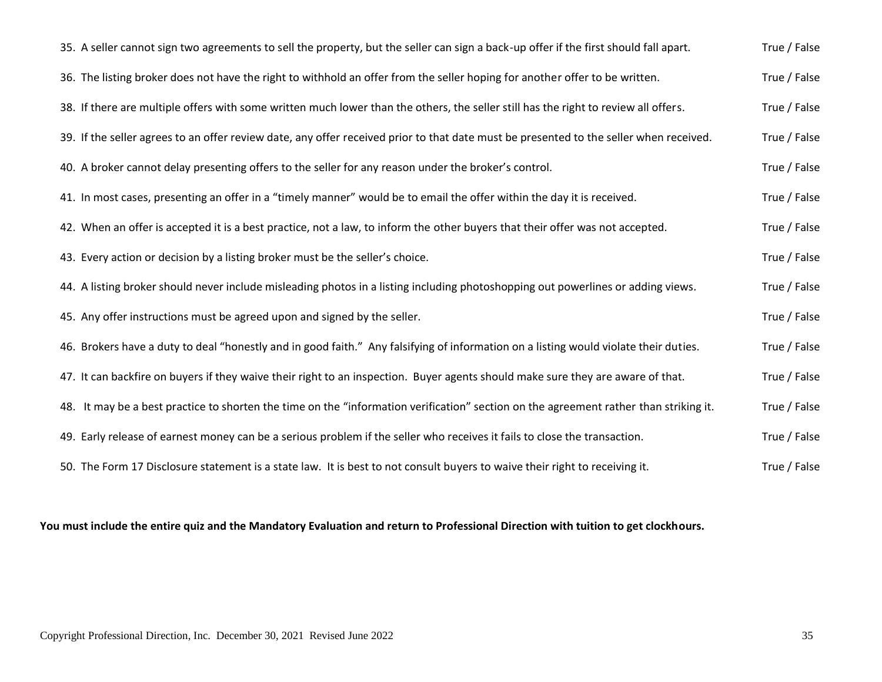35. A seller cannot sign two agreements to sell the property, but the seller can sign a back-up offer if the first should fall apart. True / False

36. The listing broker does not have the right to withhold an offer from the seller hoping for another offer to be written. True / False

38. If there are multiple offers with some written much lower than the others, the seller still has the right to review all offers. True / False

39. If the seller agrees to an offer review date, any offer received prior to that date must be presented to the seller when received. True / False

40. A broker cannot delay presenting offers to the seller for any reason under the broker's control. True / False

41. In most cases, presenting an offer in a "timely manner" would be to email the offer within the day it is received. True / False

42. When an offer is accepted it is a best practice, not a law, to inform the other buyers that their offer was not accepted. True / False

43. Every action or decision by a listing broker must be the seller's choice. True / False

44. A listing broker should never include misleading photos in a listing including photoshopping out powerlines or adding views. True / False

45. Any offer instructions must be agreed upon and signed by the seller. True / False

46. Brokers have a duty to deal "honestly and in good faith." Any falsifying of information on a listing would violate their duties. True / False

47. It can backfire on buyers if they waive their right to an inspection. Buyer agents should make sure they are aware of that. True / False

48. It may be a best practice to shorten the time on the "information verification" section on the agreement rather than striking it. True / False

49. Early release of earnest money can be a serious problem if the seller who receives it fails to close the transaction. True / False

50. The Form 17 Disclosure statement is a state law. It is best to not consult buyers to waive their right to receiving it. True / False

**You must include the entire quiz and the Mandatory Evaluation and return to Professional Direction with tuition to get clockhours.**

Copyright Professional Direction, Inc. December 30, 2021 Revised June 2022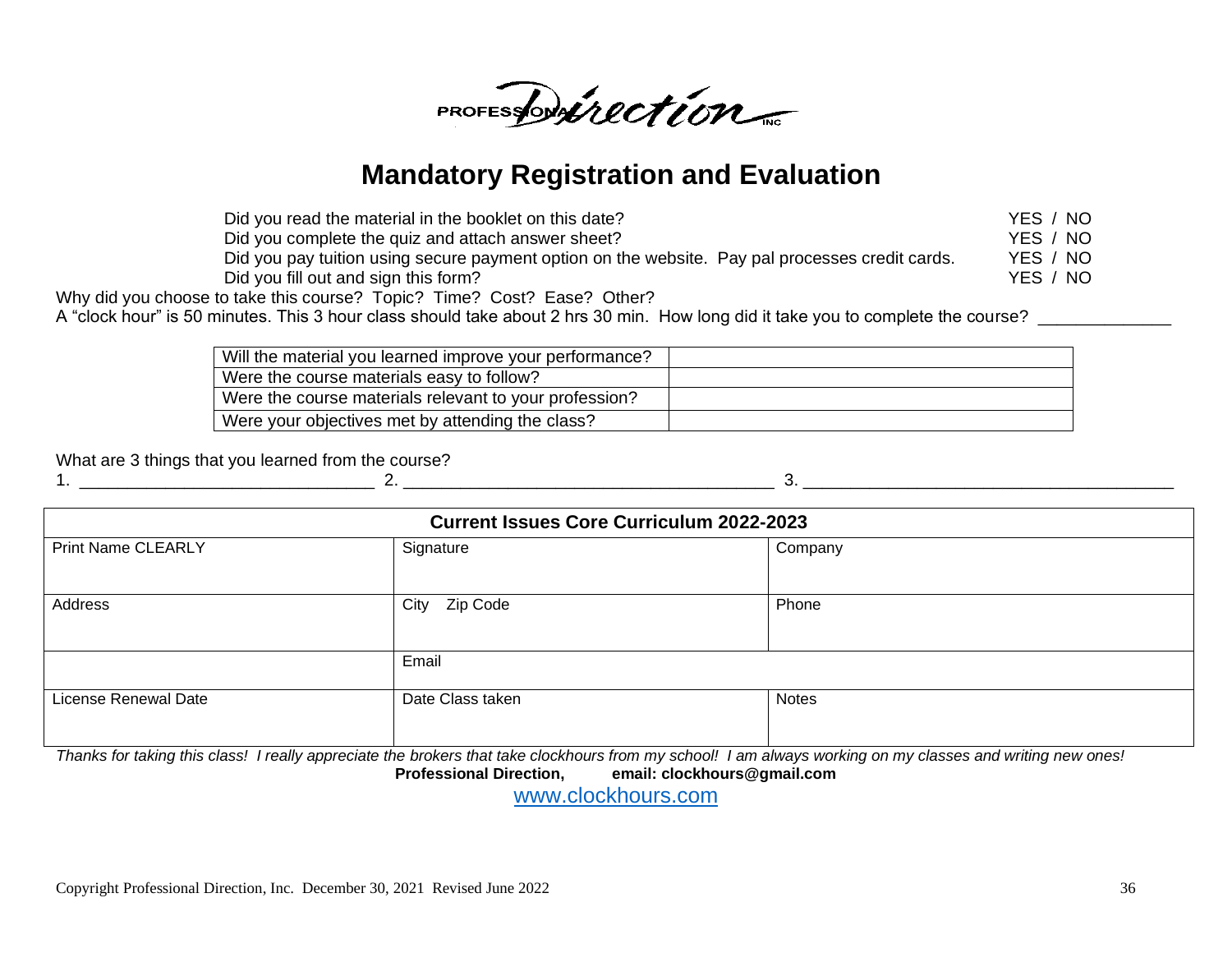PROFESSIONAL Direction INC

# Mandatory Registration and Evaluation

| | |
|---|---|
| Did you read the material in the booklet on this date? | YES / NO |
| Did you complete the quiz and attach answer sheet? | YES / NO |
| Did you pay tuition using secure payment option on the website. Pay pal processes credit cards. | YES / NO |
| Did you fill out and sign this form? | YES / NO |

Why did you choose to take this course? Topic? Time? Cost? Ease? Other?

A "clock hour" is 50 minutes. This 3 hour class should take about 2 hrs 30 min. How long did it take you to complete the course? _____________

| | |
|---|---|
| Will the material you learned improve your performance? | |
| Were the course materials easy to follow? | |
| Were the course materials relevant to your profession? | |
| Were your objectives met by attending the class? | |

What are 3 things that you learned from the course?

1. ______________________________ 2. ______________________________________ 3. ______________________________________

| Current Issues Core Curriculum 2022-2023 | | |
|---|---|---|
| Print Name CLEARLY | Signature | Company |
| Address | City Zip Code | Phone |
| | Email | |
| License Renewal Date | Date Class taken | Notes |

*Thanks for taking this class! I really appreciate the brokers that take clockhours from my school! I am always working on my classes and writing new ones!*

**Professional Direction, email: clockhours@gmail.com**

www.clockhours.com

Copyright Professional Direction, Inc. December 30, 2021 Revised June 2022